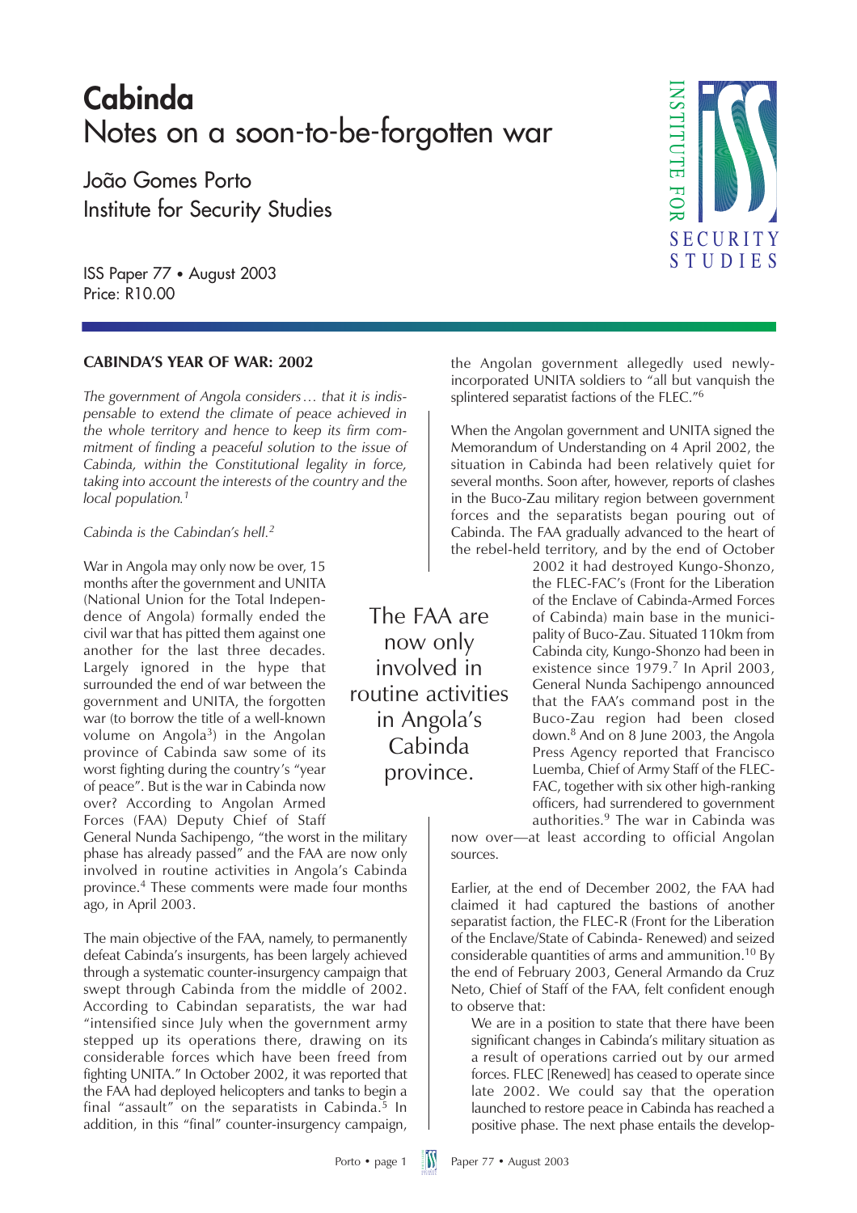# Cabinda
## Notes on a soon-to-be-forgotten war

João Gomes Porto
Institute for Security Studies

ISS Paper 77 • August 2003
Price: R10.00

### CABINDA'S YEAR OF WAR: 2002

*The government of Angola considers… that it is indispensable to extend the climate of peace achieved in the whole territory and hence to keep its firm commitment of finding a peaceful solution to the issue of Cabinda, within the Constitutional legality in force, taking into account the interests of the country and the local population.*[1]

*Cabinda is the Cabindan's hell.*[2]

War in Angola may only now be over, 15 months after the government and UNITA (National Union for the Total Independence of Angola) formally ended the civil war that has pitted them against one another for the last three decades. Largely ignored in the hype that surrounded the end of war between the government and UNITA, the forgotten war (to borrow the title of a well-known volume on Angola[3]) in the Angolan province of Cabinda saw some of its worst fighting during the country's "year of peace". But is the war in Cabinda now over? According to Angolan Armed Forces (FAA) Deputy Chief of Staff General Nunda Sachipengo, "the worst in the military phase has already passed" and the FAA are now only involved in routine activities in Angola's Cabinda province.[4] These comments were made four months ago, in April 2003.

The main objective of the FAA, namely, to permanently defeat Cabinda's insurgents, has been largely achieved through a systematic counter-insurgency campaign that swept through Cabinda from the middle of 2002. According to Cabindan separatists, the war had "intensified since July when the government army stepped up its operations there, drawing on its considerable forces which have been freed from fighting UNITA." In October 2002, it was reported that the FAA had deployed helicopters and tanks to begin a final "assault" on the separatists in Cabinda.[5] In addition, in this "final" counter-insurgency campaign, the Angolan government allegedly used newly-incorporated UNITA soldiers to "all but vanquish the splintered separatist factions of the FLEC."[6]

> The FAA are now only involved in routine activities in Angola's Cabinda province.

When the Angolan government and UNITA signed the Memorandum of Understanding on 4 April 2002, the situation in Cabinda had been relatively quiet for several months. Soon after, however, reports of clashes in the Buco-Zau military region between government forces and the separatists began pouring out of Cabinda. The FAA gradually advanced to the heart of the rebel-held territory, and by the end of October 2002 it had destroyed Kungo-Shonzo, the FLEC-FAC's (Front for the Liberation of the Enclave of Cabinda-Armed Forces of Cabinda) main base in the municipality of Buco-Zau. Situated 110km from Cabinda city, Kungo-Shonzo had been in existence since 1979.[7] In April 2003, General Nunda Sachipengo announced that the FAA's command post in the Buco-Zau region had been closed down.[8] And on 8 June 2003, the Angola Press Agency reported that Francisco Luemba, Chief of Army Staff of the FLEC-FAC, together with six other high-ranking officers, had surrendered to government authorities.[9] The war in Cabinda was now over—at least according to official Angolan sources.

Earlier, at the end of December 2002, the FAA had claimed it had captured the bastions of another separatist faction, the FLEC-R (Front for the Liberation of the Enclave/State of Cabinda- Renewed) and seized considerable quantities of arms and ammunition.[10] By the end of February 2003, General Armando da Cruz Neto, Chief of Staff of the FAA, felt confident enough to observe that:

> We are in a position to state that there have been significant changes in Cabinda's military situation as a result of operations carried out by our armed forces. FLEC [Renewed] has ceased to operate since late 2002. We could say that the operation launched to restore peace in Cabinda has reached a positive phase. The next phase entails the develop-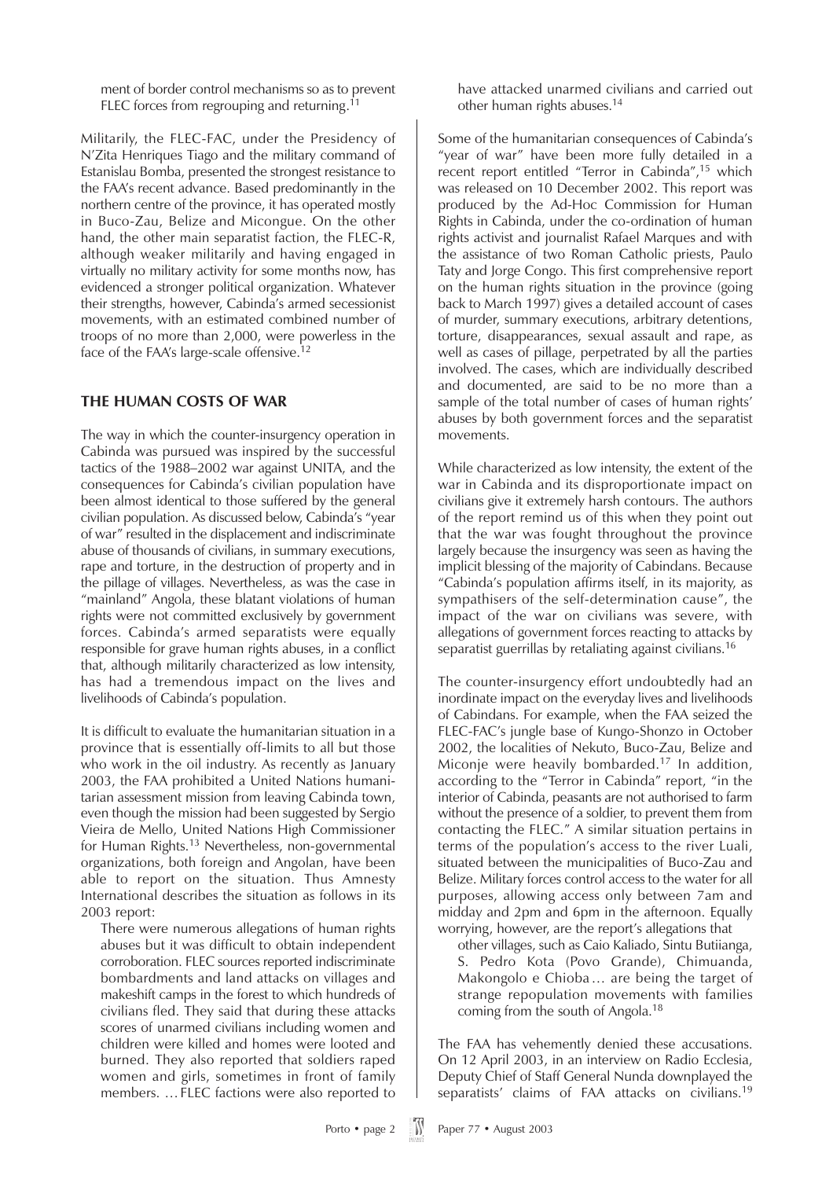ment of border control mechanisms so as to prevent FLEC forces from regrouping and returning.[11]

Militarily, the FLEC-FAC, under the Presidency of N'Zita Henriques Tiago and the military command of Estanislau Bomba, presented the strongest resistance to the FAA's recent advance. Based predominantly in the northern centre of the province, it has operated mostly in Buco-Zau, Belize and Micongue. On the other hand, the other main separatist faction, the FLEC-R, although weaker militarily and having engaged in virtually no military activity for some months now, has evidenced a stronger political organization. Whatever their strengths, however, Cabinda's armed secessionist movements, with an estimated combined number of troops of no more than 2,000, were powerless in the face of the FAA's large-scale offensive.[12]

## THE HUMAN COSTS OF WAR

The way in which the counter-insurgency operation in Cabinda was pursued was inspired by the successful tactics of the 1988–2002 war against UNITA, and the consequences for Cabinda's civilian population have been almost identical to those suffered by the general civilian population. As discussed below, Cabinda's "year of war" resulted in the displacement and indiscriminate abuse of thousands of civilians, in summary executions, rape and torture, in the destruction of property and in the pillage of villages. Nevertheless, as was the case in "mainland" Angola, these blatant violations of human rights were not committed exclusively by government forces. Cabinda's armed separatists were equally responsible for grave human rights abuses, in a conflict that, although militarily characterized as low intensity, has had a tremendous impact on the lives and livelihoods of Cabinda's population.

It is difficult to evaluate the humanitarian situation in a province that is essentially off-limits to all but those who work in the oil industry. As recently as January 2003, the FAA prohibited a United Nations humanitarian assessment mission from leaving Cabinda town, even though the mission had been suggested by Sergio Vieira de Mello, United Nations High Commissioner for Human Rights.[13] Nevertheless, non-governmental organizations, both foreign and Angolan, have been able to report on the situation. Thus Amnesty International describes the situation as follows in its 2003 report:

> There were numerous allegations of human rights abuses but it was difficult to obtain independent corroboration. FLEC sources reported indiscriminate bombardments and land attacks on villages and makeshift camps in the forest to which hundreds of civilians fled. They said that during these attacks scores of unarmed civilians including women and children were killed and homes were looted and burned. They also reported that soldiers raped women and girls, sometimes in front of family members. … FLEC factions were also reported to have attacked unarmed civilians and carried out other human rights abuses.[14]

Some of the humanitarian consequences of Cabinda's "year of war" have been more fully detailed in a recent report entitled "Terror in Cabinda",[15] which was released on 10 December 2002. This report was produced by the Ad-Hoc Commission for Human Rights in Cabinda, under the co-ordination of human rights activist and journalist Rafael Marques and with the assistance of two Roman Catholic priests, Paulo Taty and Jorge Congo. This first comprehensive report on the human rights situation in the province (going back to March 1997) gives a detailed account of cases of murder, summary executions, arbitrary detentions, torture, disappearances, sexual assault and rape, as well as cases of pillage, perpetrated by all the parties involved. The cases, which are individually described and documented, are said to be no more than a sample of the total number of cases of human rights' abuses by both government forces and the separatist movements.

While characterized as low intensity, the extent of the war in Cabinda and its disproportionate impact on civilians give it extremely harsh contours. The authors of the report remind us of this when they point out that the war was fought throughout the province largely because the insurgency was seen as having the implicit blessing of the majority of Cabindans. Because "Cabinda's population affirms itself, in its majority, as sympathisers of the self-determination cause", the impact of the war on civilians was severe, with allegations of government forces reacting to attacks by separatist guerrillas by retaliating against civilians.[16]

The counter-insurgency effort undoubtedly had an inordinate impact on the everyday lives and livelihoods of Cabindans. For example, when the FAA seized the FLEC-FAC's jungle base of Kungo-Shonzo in October 2002, the localities of Nekuto, Buco-Zau, Belize and Miconje were heavily bombarded.[17] In addition, according to the "Terror in Cabinda" report, "in the interior of Cabinda, peasants are not authorised to farm without the presence of a soldier, to prevent them from contacting the FLEC." A similar situation pertains in terms of the population's access to the river Luali, situated between the municipalities of Buco-Zau and Belize. Military forces control access to the water for all purposes, allowing access only between 7am and midday and 2pm and 6pm in the afternoon. Equally worrying, however, are the report's allegations that

> other villages, such as Caio Kaliado, Sintu Butiianga, S. Pedro Kota (Povo Grande), Chimuanda, Makongolo e Chioba … are being the target of strange repopulation movements with families coming from the south of Angola.[18]

The FAA has vehemently denied these accusations. On 12 April 2003, in an interview on Radio Ecclesia, Deputy Chief of Staff General Nunda downplayed the separatists' claims of FAA attacks on civilians.[19]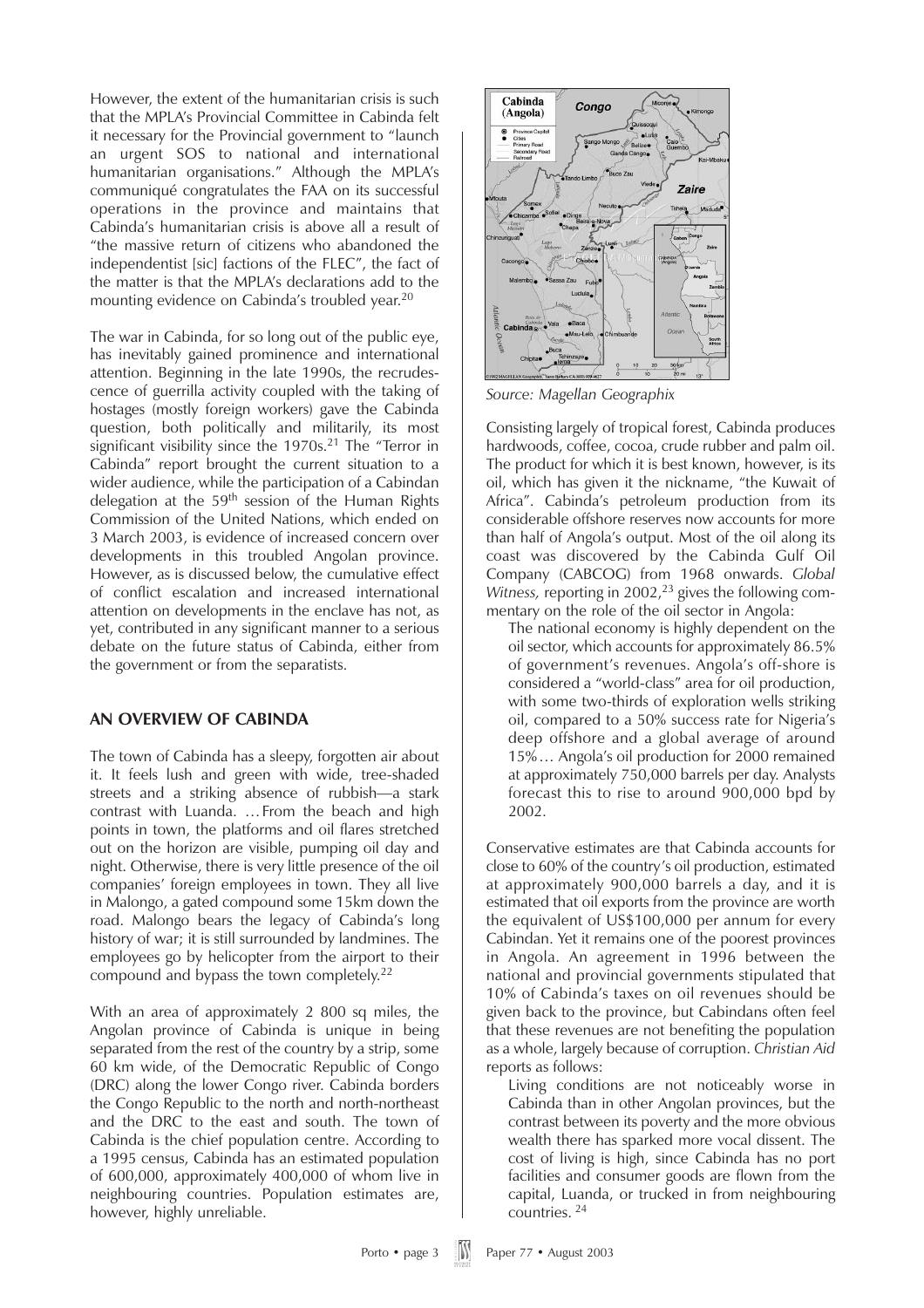However, the extent of the humanitarian crisis is such that the MPLA's Provincial Committee in Cabinda felt it necessary for the Provincial government to "launch an urgent SOS to national and international humanitarian organisations." Although the MPLA's communiqué congratulates the FAA on its successful operations in the province and maintains that Cabinda's humanitarian crisis is above all a result of "the massive return of citizens who abandoned the independentist [sic] factions of the FLEC", the fact of the matter is that the MPLA's declarations add to the mounting evidence on Cabinda's troubled year.[20]

The war in Cabinda, for so long out of the public eye, has inevitably gained prominence and international attention. Beginning in the late 1990s, the recrudescence of guerrilla activity coupled with the taking of hostages (mostly foreign workers) gave the Cabinda question, both politically and militarily, its most significant visibility since the 1970s.[21] The "Terror in Cabinda" report brought the current situation to a wider audience, while the participation of a Cabindan delegation at the 59th session of the Human Rights Commission of the United Nations, which ended on 3 March 2003, is evidence of increased concern over developments in this troubled Angolan province. However, as is discussed below, the cumulative effect of conflict escalation and increased international attention on developments in the enclave has not, as yet, contributed in any significant manner to a serious debate on the future status of Cabinda, either from the government or from the separatists.

## AN OVERVIEW OF CABINDA

The town of Cabinda has a sleepy, forgotten air about it. It feels lush and green with wide, tree-shaded streets and a striking absence of rubbish—a stark contrast with Luanda. …From the beach and high points in town, the platforms and oil flares stretched out on the horizon are visible, pumping oil day and night. Otherwise, there is very little presence of the oil companies' foreign employees in town. They all live in Malongo, a gated compound some 15km down the road. Malongo bears the legacy of Cabinda's long history of war; it is still surrounded by landmines. The employees go by helicopter from the airport to their compound and bypass the town completely.[22]

With an area of approximately 2 800 sq miles, the Angolan province of Cabinda is unique in being separated from the rest of the country by a strip, some 60 km wide, of the Democratic Republic of Congo (DRC) along the lower Congo river. Cabinda borders the Congo Republic to the north and north-northeast and the DRC to the east and south. The town of Cabinda is the chief population centre. According to a 1995 census, Cabinda has an estimated population of 600,000, approximately 400,000 of whom live in neighbouring countries. Population estimates are, however, highly unreliable.

*Source: Magellan Geographix*

Consisting largely of tropical forest, Cabinda produces hardwoods, coffee, cocoa, crude rubber and palm oil. The product for which it is best known, however, is its oil, which has given it the nickname, "the Kuwait of Africa". Cabinda's petroleum production from its considerable offshore reserves now accounts for more than half of Angola's output. Most of the oil along its coast was discovered by the Cabinda Gulf Oil Company (CABCOG) from 1968 onwards. *Global Witness,* reporting in 2002,[23] gives the following commentary on the role of the oil sector in Angola:

> The national economy is highly dependent on the oil sector, which accounts for approximately 86.5% of government's revenues. Angola's off-shore is considered a "world-class" area for oil production, with some two-thirds of exploration wells striking oil, compared to a 50% success rate for Nigeria's deep offshore and a global average of around 15%… Angola's oil production for 2000 remained at approximately 750,000 barrels per day. Analysts forecast this to rise to around 900,000 bpd by 2002.

Conservative estimates are that Cabinda accounts for close to 60% of the country's oil production, estimated at approximately 900,000 barrels a day, and it is estimated that oil exports from the province are worth the equivalent of US$100,000 per annum for every Cabindan. Yet it remains one of the poorest provinces in Angola. An agreement in 1996 between the national and provincial governments stipulated that 10% of Cabinda's taxes on oil revenues should be given back to the province, but Cabindans often feel that these revenues are not benefiting the population as a whole, largely because of corruption. *Christian Aid* reports as follows:

> Living conditions are not noticeably worse in Cabinda than in other Angolan provinces, but the contrast between its poverty and the more obvious wealth there has sparked more vocal dissent. The cost of living is high, since Cabinda has no port facilities and consumer goods are flown from the capital, Luanda, or trucked in from neighbouring countries.[24]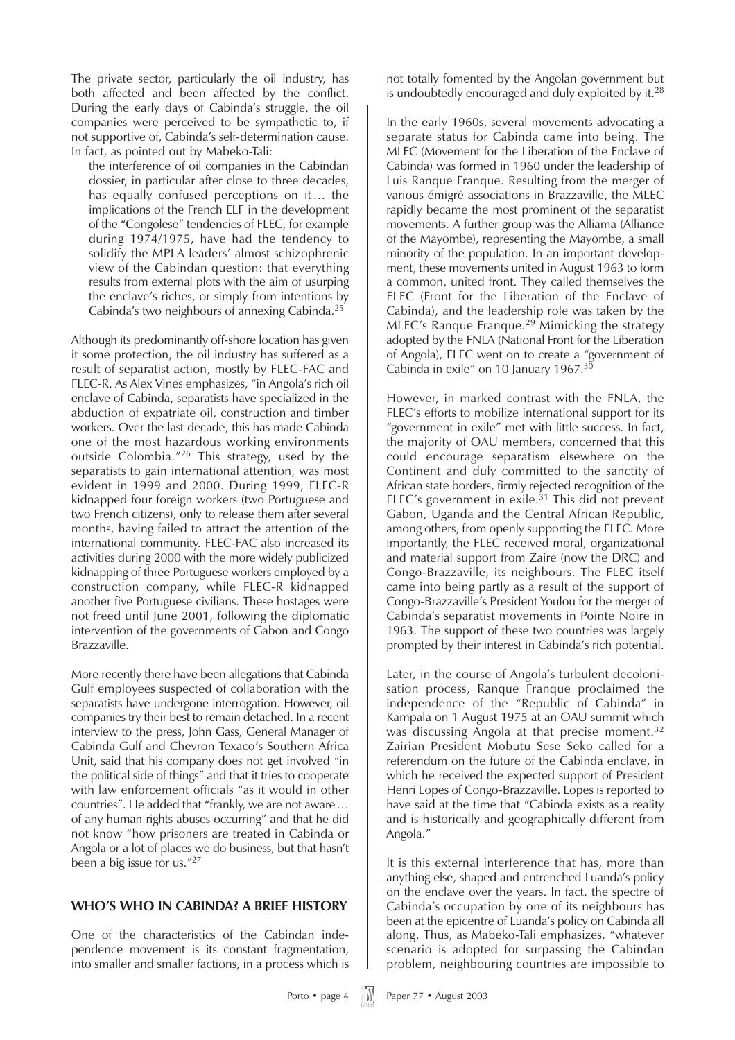The private sector, particularly the oil industry, has both affected and been affected by the conflict. During the early days of Cabinda's struggle, the oil companies were perceived to be sympathetic to, if not supportive of, Cabinda's self-determination cause. In fact, as pointed out by Mabeko-Tali:

> the interference of oil companies in the Cabindan dossier, in particular after close to three decades, has equally confused perceptions on it… the implications of the French ELF in the development of the "Congolese" tendencies of FLEC, for example during 1974/1975, have had the tendency to solidify the MPLA leaders' almost schizophrenic view of the Cabindan question: that everything results from external plots with the aim of usurping the enclave's riches, or simply from intentions by Cabinda's two neighbours of annexing Cabinda.[25]

Although its predominantly off-shore location has given it some protection, the oil industry has suffered as a result of separatist action, mostly by FLEC-FAC and FLEC-R. As Alex Vines emphasizes, "in Angola's rich oil enclave of Cabinda, separatists have specialized in the abduction of expatriate oil, construction and timber workers. Over the last decade, this has made Cabinda one of the most hazardous working environments outside Colombia."[26] This strategy, used by the separatists to gain international attention, was most evident in 1999 and 2000. During 1999, FLEC-R kidnapped four foreign workers (two Portuguese and two French citizens), only to release them after several months, having failed to attract the attention of the international community. FLEC-FAC also increased its activities during 2000 with the more widely publicized kidnapping of three Portuguese workers employed by a construction company, while FLEC-R kidnapped another five Portuguese civilians. These hostages were not freed until June 2001, following the diplomatic intervention of the governments of Gabon and Congo Brazzaville.

More recently there have been allegations that Cabinda Gulf employees suspected of collaboration with the separatists have undergone interrogation. However, oil companies try their best to remain detached. In a recent interview to the press, John Gass, General Manager of Cabinda Gulf and Chevron Texaco's Southern Africa Unit, said that his company does not get involved "in the political side of things" and that it tries to cooperate with law enforcement officials "as it would in other countries". He added that "frankly, we are not aware… of any human rights abuses occurring" and that he did not know "how prisoners are treated in Cabinda or Angola or a lot of places we do business, but that hasn't been a big issue for us."[27]

## WHO'S WHO IN CABINDA? A BRIEF HISTORY

One of the characteristics of the Cabindan independence movement is its constant fragmentation, into smaller and smaller factions, in a process which is not totally fomented by the Angolan government but is undoubtedly encouraged and duly exploited by it.[28]

In the early 1960s, several movements advocating a separate status for Cabinda came into being. The MLEC (Movement for the Liberation of the Enclave of Cabinda) was formed in 1960 under the leadership of Luis Ranque Franque. Resulting from the merger of various émigré associations in Brazzaville, the MLEC rapidly became the most prominent of the separatist movements. A further group was the Alliama (Alliance of the Mayombe), representing the Mayombe, a small minority of the population. In an important development, these movements united in August 1963 to form a common, united front. They called themselves the FLEC (Front for the Liberation of the Enclave of Cabinda), and the leadership role was taken by the MLEC's Ranque Franque.[29] Mimicking the strategy adopted by the FNLA (National Front for the Liberation of Angola), FLEC went on to create a "government of Cabinda in exile" on 10 January 1967.[30]

However, in marked contrast with the FNLA, the FLEC's efforts to mobilize international support for its "government in exile" met with little success. In fact, the majority of OAU members, concerned that this could encourage separatism elsewhere on the Continent and duly committed to the sanctity of African state borders, firmly rejected recognition of the FLEC's government in exile.[31] This did not prevent Gabon, Uganda and the Central African Republic, among others, from openly supporting the FLEC. More importantly, the FLEC received moral, organizational and material support from Zaire (now the DRC) and Congo-Brazzaville, its neighbours. The FLEC itself came into being partly as a result of the support of Congo-Brazzaville's President Youlou for the merger of Cabinda's separatist movements in Pointe Noire in 1963. The support of these two countries was largely prompted by their interest in Cabinda's rich potential.

Later, in the course of Angola's turbulent decolonisation process, Ranque Franque proclaimed the independence of the "Republic of Cabinda" in Kampala on 1 August 1975 at an OAU summit which was discussing Angola at that precise moment.[32] Zairian President Mobutu Sese Seko called for a referendum on the future of the Cabinda enclave, in which he received the expected support of President Henri Lopes of Congo-Brazzaville. Lopes is reported to have said at the time that "Cabinda exists as a reality and is historically and geographically different from Angola."

It is this external interference that has, more than anything else, shaped and entrenched Luanda's policy on the enclave over the years. In fact, the spectre of Cabinda's occupation by one of its neighbours has been at the epicentre of Luanda's policy on Cabinda all along. Thus, as Mabeko-Tali emphasizes, "whatever scenario is adopted for surpassing the Cabindan problem, neighbouring countries are impossible to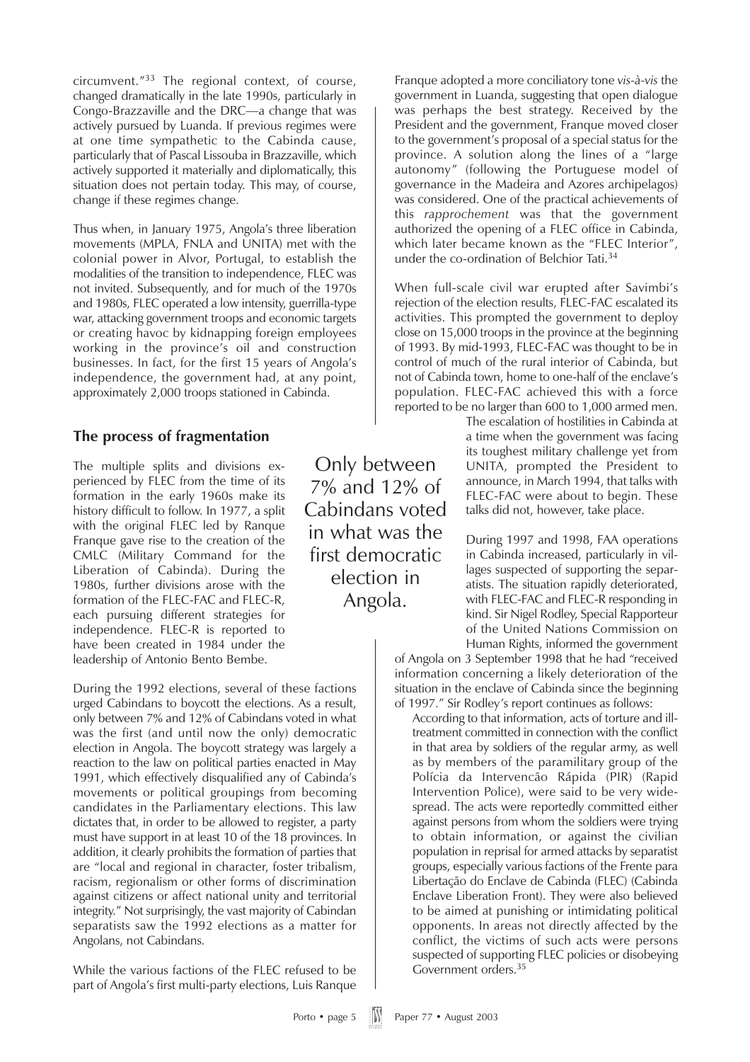circumvent."[33] The regional context, of course, changed dramatically in the late 1990s, particularly in Congo-Brazzaville and the DRC—a change that was actively pursued by Luanda. If previous regimes were at one time sympathetic to the Cabinda cause, particularly that of Pascal Lissouba in Brazzaville, which actively supported it materially and diplomatically, this situation does not pertain today. This may, of course, change if these regimes change.

Thus when, in January 1975, Angola's three liberation movements (MPLA, FNLA and UNITA) met with the colonial power in Alvor, Portugal, to establish the modalities of the transition to independence, FLEC was not invited. Subsequently, and for much of the 1970s and 1980s, FLEC operated a low intensity, guerrilla-type war, attacking government troops and economic targets or creating havoc by kidnapping foreign employees working in the province's oil and construction businesses. In fact, for the first 15 years of Angola's independence, the government had, at any point, approximately 2,000 troops stationed in Cabinda.

## The process of fragmentation

The multiple splits and divisions experienced by FLEC from the time of its formation in the early 1960s make its history difficult to follow. In 1977, a split with the original FLEC led by Ranque Franque gave rise to the creation of the CMLC (Military Command for the Liberation of Cabinda). During the 1980s, further divisions arose with the formation of the FLEC-FAC and FLEC-R, each pursuing different strategies for independence. FLEC-R is reported to have been created in 1984 under the leadership of Antonio Bento Bembe.

During the 1992 elections, several of these factions urged Cabindans to boycott the elections. As a result, only between 7% and 12% of Cabindans voted in what was the first (and until now the only) democratic election in Angola. The boycott strategy was largely a reaction to the law on political parties enacted in May 1991, which effectively disqualified any of Cabinda's movements or political groupings from becoming candidates in the Parliamentary elections. This law dictates that, in order to be allowed to register, a party must have support in at least 10 of the 18 provinces. In addition, it clearly prohibits the formation of parties that are "local and regional in character, foster tribalism, racism, regionalism or other forms of discrimination against citizens or affect national unity and territorial integrity." Not surprisingly, the vast majority of Cabindan separatists saw the 1992 elections as a matter for Angolans, not Cabindans.

While the various factions of the FLEC refused to be part of Angola's first multi-party elections, Luis Ranque Franque adopted a more conciliatory tone *vis-à-vis* the government in Luanda, suggesting that open dialogue was perhaps the best strategy. Received by the President and the government, Franque moved closer to the government's proposal of a special status for the province. A solution along the lines of a "large autonomy" (following the Portuguese model of governance in the Madeira and Azores archipelagos) was considered. One of the practical achievements of this *rapprochement* was that the government authorized the opening of a FLEC office in Cabinda, which later became known as the "FLEC Interior", under the co-ordination of Belchior Tati.[34]

When full-scale civil war erupted after Savimbi's rejection of the election results, FLEC-FAC escalated its activities. This prompted the government to deploy close on 15,000 troops in the province at the beginning of 1993. By mid-1993, FLEC-FAC was thought to be in control of much of the rural interior of Cabinda, but not of Cabinda town, home to one-half of the enclave's population. FLEC-FAC achieved this with a force reported to be no larger than 600 to 1,000 armed men. The escalation of hostilities in Cabinda at a time when the government was facing its toughest military challenge yet from UNITA, prompted the President to announce, in March 1994, that talks with FLEC-FAC were about to begin. These talks did not, however, take place.

During 1997 and 1998, FAA operations in Cabinda increased, particularly in villages suspected of supporting the separatists. The situation rapidly deteriorated, with FLEC-FAC and FLEC-R responding in kind. Sir Nigel Rodley, Special Rapporteur of the United Nations Commission on Human Rights, informed the government of Angola on 3 September 1998 that he had "received information concerning a likely deterioration of the situation in the enclave of Cabinda since the beginning of 1997." Sir Rodley's report continues as follows:

> According to that information, acts of torture and ill-treatment committed in connection with the conflict in that area by soldiers of the regular army, as well as by members of the paramilitary group of the Polícia da Intervencão Rápida (PIR) (Rapid Intervention Police), were said to be very widespread. The acts were reportedly committed either against persons from whom the soldiers were trying to obtain information, or against the civilian population in reprisal for armed attacks by separatist groups, especially various factions of the Frente para Libertação do Enclave de Cabinda (FLEC) (Cabinda Enclave Liberation Front). They were also believed to be aimed at punishing or intimidating political opponents. In areas not directly affected by the conflict, the victims of such acts were persons suspected of supporting FLEC policies or disobeying Government orders.[35]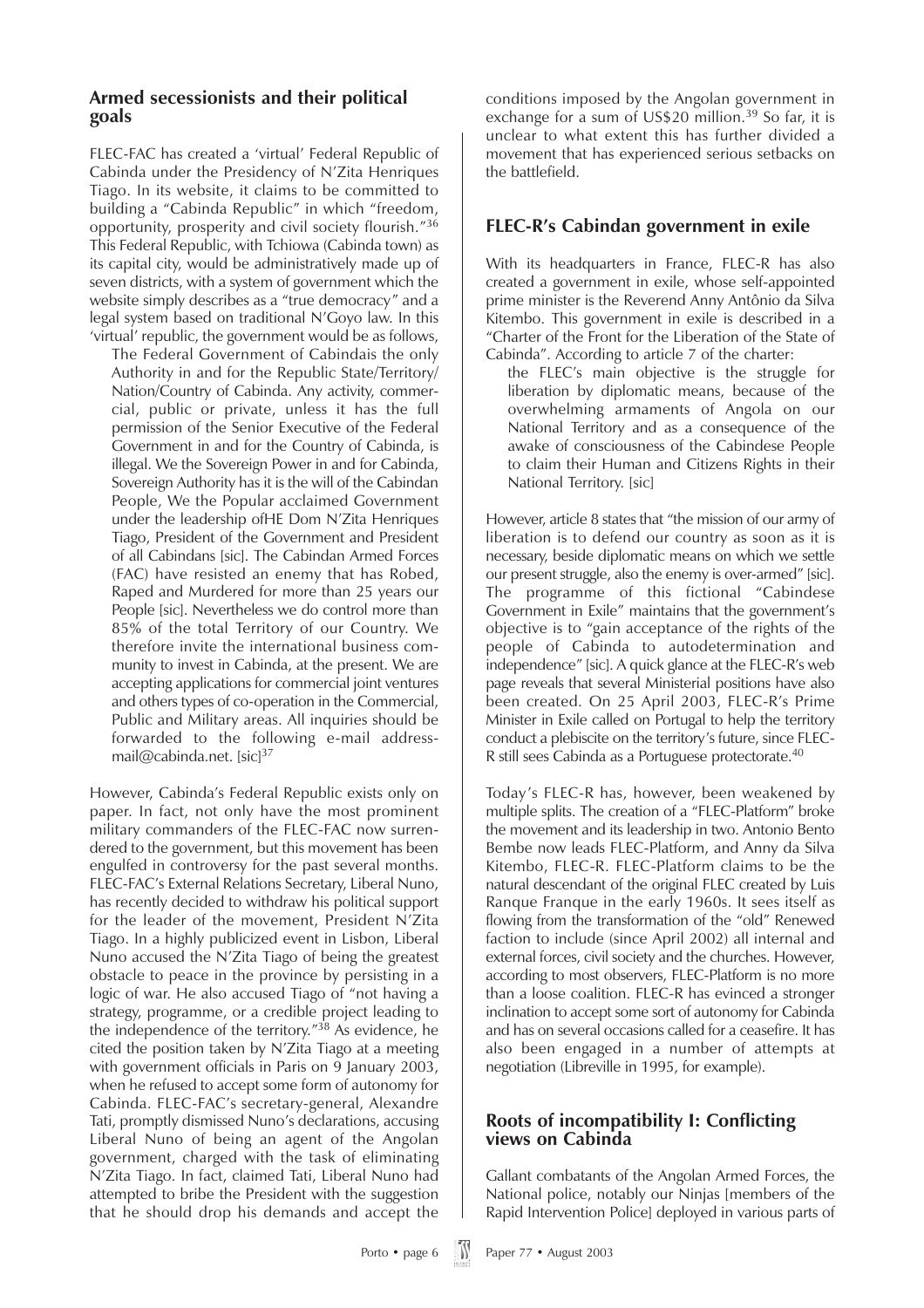## Armed secessionists and their political goals

FLEC-FAC has created a 'virtual' Federal Republic of Cabinda under the Presidency of N'Zita Henriques Tiago. In its website, it claims to be committed to building a "Cabinda Republic" in which "freedom, opportunity, prosperity and civil society flourish."[36] This Federal Republic, with Tchiowa (Cabinda town) as its capital city, would be administratively made up of seven districts, with a system of government which the website simply describes as a "true democracy" and a legal system based on traditional N'Goyo law. In this 'virtual' republic, the government would be as follows,

> The Federal Government of Cabindais the only Authority in and for the Republic State/Territory/ Nation/Country of Cabinda. Any activity, commercial, public or private, unless it has the full permission of the Senior Executive of the Federal Government in and for the Country of Cabinda, is illegal. We the Sovereign Power in and for Cabinda, Sovereign Authority has it is the will of the Cabindan People, We the Popular acclaimed Government under the leadership ofHE Dom N'Zita Henriques Tiago, President of the Government and President of all Cabindans [sic]. The Cabindan Armed Forces (FAC) have resisted an enemy that has Robed, Raped and Murdered for more than 25 years our People [sic]. Nevertheless we do control more than 85% of the total Territory of our Country. We therefore invite the international business community to invest in Cabinda, at the present. We are accepting applications for commercial joint ventures and others types of co-operation in the Commercial, Public and Military areas. All inquiries should be forwarded to the following e-mail address-mail@cabinda.net. [sic][37]

However, Cabinda's Federal Republic exists only on paper. In fact, not only have the most prominent military commanders of the FLEC-FAC now surrendered to the government, but this movement has been engulfed in controversy for the past several months. FLEC-FAC's External Relations Secretary, Liberal Nuno, has recently decided to withdraw his political support for the leader of the movement, President N'Zita Tiago. In a highly publicized event in Lisbon, Liberal Nuno accused the N'Zita Tiago of being the greatest obstacle to peace in the province by persisting in a logic of war. He also accused Tiago of "not having a strategy, programme, or a credible project leading to the independence of the territory."[38] As evidence, he cited the position taken by N'Zita Tiago at a meeting with government officials in Paris on 9 January 2003, when he refused to accept some form of autonomy for Cabinda. FLEC-FAC's secretary-general, Alexandre Tati, promptly dismissed Nuno's declarations, accusing Liberal Nuno of being an agent of the Angolan government, charged with the task of eliminating N'Zita Tiago. In fact, claimed Tati, Liberal Nuno had attempted to bribe the President with the suggestion that he should drop his demands and accept the conditions imposed by the Angolan government in exchange for a sum of US$20 million.[39] So far, it is unclear to what extent this has further divided a movement that has experienced serious setbacks on the battlefield.

## FLEC-R's Cabindan government in exile

With its headquarters in France, FLEC-R has also created a government in exile, whose self-appointed prime minister is the Reverend Anny Antônio da Silva Kitembo. This government in exile is described in a "Charter of the Front for the Liberation of the State of Cabinda". According to article 7 of the charter:

> the FLEC's main objective is the struggle for liberation by diplomatic means, because of the overwhelming armaments of Angola on our National Territory and as a consequence of the awake of consciousness of the Cabindese People to claim their Human and Citizens Rights in their National Territory. [sic]

However, article 8 states that "the mission of our army of liberation is to defend our country as soon as it is necessary, beside diplomatic means on which we settle our present struggle, also the enemy is over-armed" [sic]. The programme of this fictional "Cabindese Government in Exile" maintains that the government's objective is to "gain acceptance of the rights of the people of Cabinda to autodetermination and independence" [sic]. A quick glance at the FLEC-R's web page reveals that several Ministerial positions have also been created. On 25 April 2003, FLEC-R's Prime Minister in Exile called on Portugal to help the territory conduct a plebiscite on the territory's future, since FLEC-R still sees Cabinda as a Portuguese protectorate.[40]

Today's FLEC-R has, however, been weakened by multiple splits. The creation of a "FLEC-Platform" broke the movement and its leadership in two. Antonio Bento Bembe now leads FLEC-Platform, and Anny da Silva Kitembo, FLEC-R. FLEC-Platform claims to be the natural descendant of the original FLEC created by Luis Ranque Franque in the early 1960s. It sees itself as flowing from the transformation of the "old" Renewed faction to include (since April 2002) all internal and external forces, civil society and the churches. However, according to most observers, FLEC-Platform is no more than a loose coalition. FLEC-R has evinced a stronger inclination to accept some sort of autonomy for Cabinda and has on several occasions called for a ceasefire. It has also been engaged in a number of attempts at negotiation (Libreville in 1995, for example).

## Roots of incompatibility I: Conflicting views on Cabinda

> Gallant combatants of the Angolan Armed Forces, the National police, notably our Ninjas [members of the Rapid Intervention Police] deployed in various parts of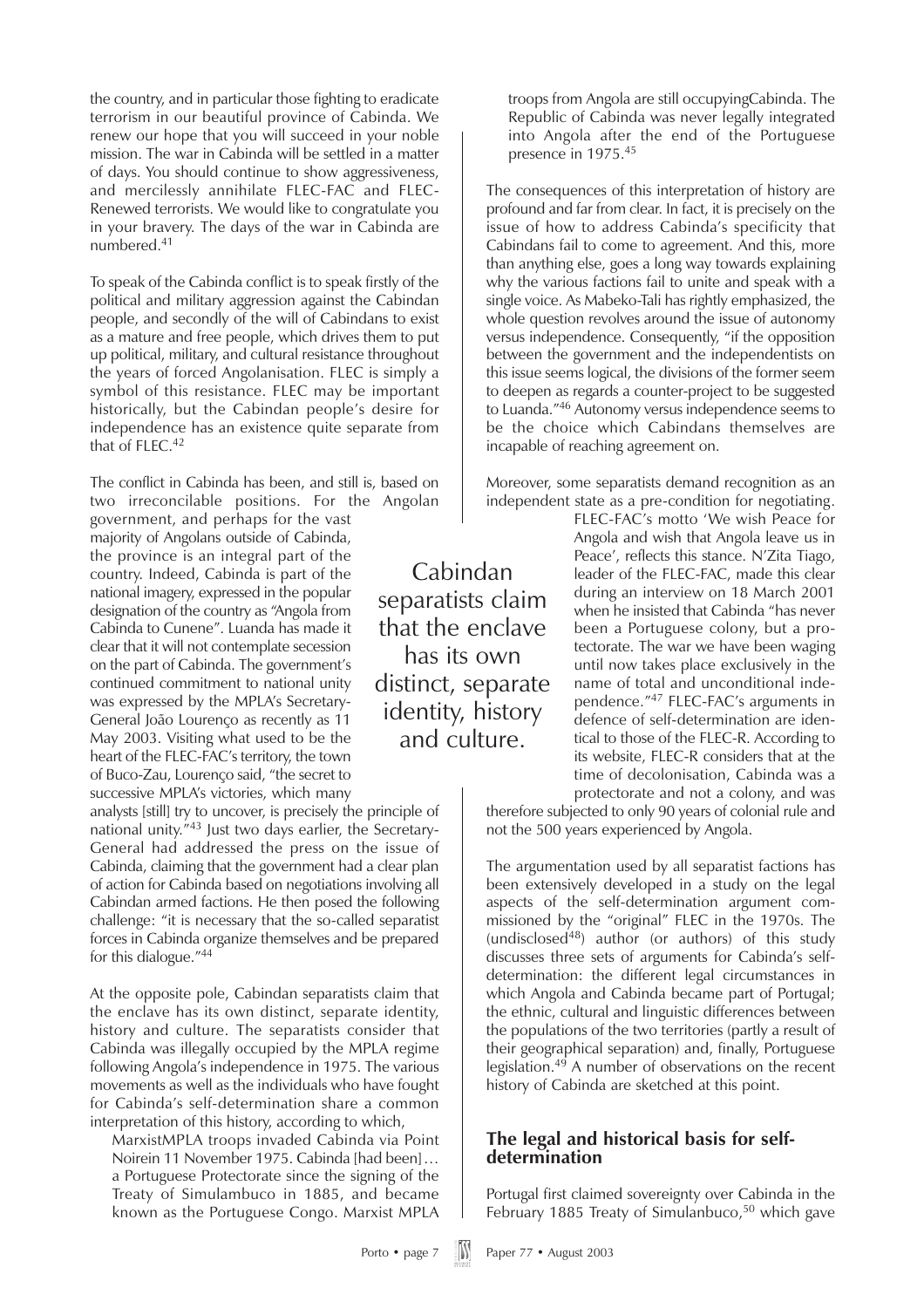the country, and in particular those fighting to eradicate terrorism in our beautiful province of Cabinda. We renew our hope that you will succeed in your noble mission. The war in Cabinda will be settled in a matter of days. You should continue to show aggressiveness, and mercilessly annihilate FLEC-FAC and FLEC-Renewed terrorists. We would like to congratulate you in your bravery. The days of the war in Cabinda are numbered.[41]

To speak of the Cabinda conflict is to speak firstly of the political and military aggression against the Cabindan people, and secondly of the will of Cabindans to exist as a mature and free people, which drives them to put up political, military, and cultural resistance throughout the years of forced Angolanisation. FLEC is simply a symbol of this resistance. FLEC may be important historically, but the Cabindan people's desire for independence has an existence quite separate from that of FLEC.[42]

The conflict in Cabinda has been, and still is, based on two irreconcilable positions. For the Angolan government, and perhaps for the vast majority of Angolans outside of Cabinda, the province is an integral part of the country. Indeed, Cabinda is part of the national imagery, expressed in the popular designation of the country as "Angola from Cabinda to Cunene". Luanda has made it clear that it will not contemplate secession on the part of Cabinda. The government's continued commitment to national unity was expressed by the MPLA's Secretary-General João Lourenço as recently as 11 May 2003. Visiting what used to be the heart of the FLEC-FAC's territory, the town of Buco-Zau, Lourenço said, "the secret to successive MPLA's victories, which many analysts [still] try to uncover, is precisely the principle of national unity."[43] Just two days earlier, the Secretary-General had addressed the press on the issue of Cabinda, claiming that the government had a clear plan of action for Cabinda based on negotiations involving all Cabindan armed factions. He then posed the following challenge: "it is necessary that the so-called separatist forces in Cabinda organize themselves and be prepared for this dialogue."[44]

> Cabindan separatists claim that the enclave has its own distinct, separate identity, history and culture.

At the opposite pole, Cabindan separatists claim that the enclave has its own distinct, separate identity, history and culture. The separatists consider that Cabinda was illegally occupied by the MPLA regime following Angola's independence in 1975. The various movements as well as the individuals who have fought for Cabinda's self-determination share a common interpretation of this history, according to which,

> MarxistMPLA troops invaded Cabinda via Point Noirein 11 November 1975. Cabinda [had been]… a Portuguese Protectorate since the signing of the Treaty of Simulambuco in 1885, and became known as the Portuguese Congo. Marxist MPLA troops from Angola are still occupyingCabinda. The Republic of Cabinda was never legally integrated into Angola after the end of the Portuguese presence in 1975.[45]

The consequences of this interpretation of history are profound and far from clear. In fact, it is precisely on the issue of how to address Cabinda's specificity that Cabindans fail to come to agreement. And this, more than anything else, goes a long way towards explaining why the various factions fail to unite and speak with a single voice. As Mabeko-Tali has rightly emphasized, the whole question revolves around the issue of autonomy versus independence. Consequently, "if the opposition between the government and the independentists on this issue seems logical, the divisions of the former seem to deepen as regards a counter-project to be suggested to Luanda."[46] Autonomy versus independence seems to be the choice which Cabindans themselves are incapable of reaching agreement on.

Moreover, some separatists demand recognition as an independent state as a pre-condition for negotiating. FLEC-FAC's motto 'We wish Peace for Angola and wish that Angola leave us in Peace', reflects this stance. N'Zita Tiago, leader of the FLEC-FAC, made this clear during an interview on 18 March 2001 when he insisted that Cabinda "has never been a Portuguese colony, but a protectorate. The war we have been waging until now takes place exclusively in the name of total and unconditional independence."[47] FLEC-FAC's arguments in defence of self-determination are identical to those of the FLEC-R. According to its website, FLEC-R considers that at the time of decolonisation, Cabinda was a protectorate and not a colony, and was therefore subjected to only 90 years of colonial rule and not the 500 years experienced by Angola.

The argumentation used by all separatist factions has been extensively developed in a study on the legal aspects of the self-determination argument commissioned by the "original" FLEC in the 1970s. The (undisclosed[48]) author (or authors) of this study discusses three sets of arguments for Cabinda's self-determination: the different legal circumstances in which Angola and Cabinda became part of Portugal; the ethnic, cultural and linguistic differences between the populations of the two territories (partly a result of their geographical separation) and, finally, Portuguese legislation.[49] A number of observations on the recent history of Cabinda are sketched at this point.

## The legal and historical basis for self-determination

Portugal first claimed sovereignty over Cabinda in the February 1885 Treaty of Simulanbuco,[50] which gave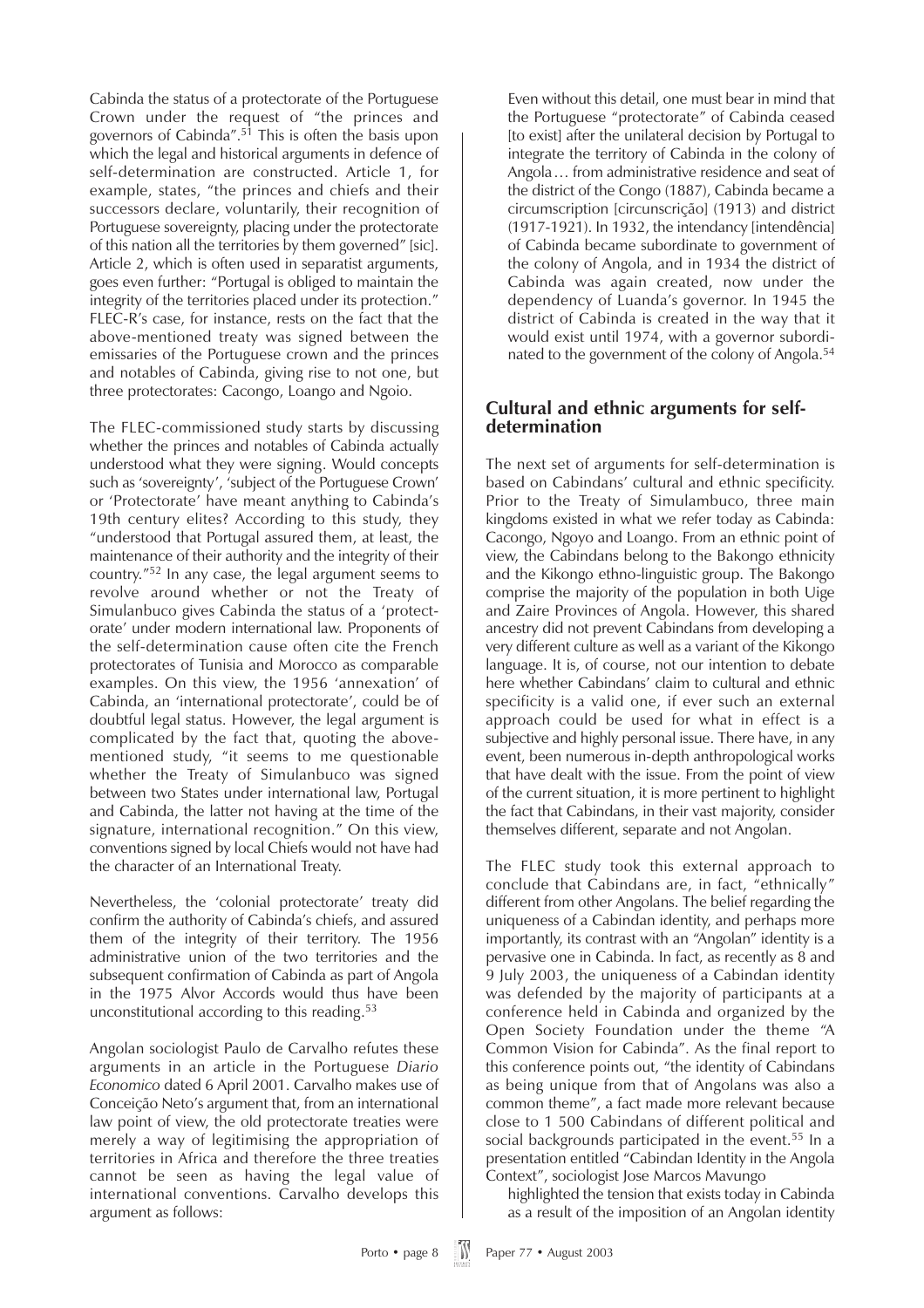Cabinda the status of a protectorate of the Portuguese Crown under the request of "the princes and governors of Cabinda".[51] This is often the basis upon which the legal and historical arguments in defence of self-determination are constructed. Article 1, for example, states, "the princes and chiefs and their successors declare, voluntarily, their recognition of Portuguese sovereignty, placing under the protectorate of this nation all the territories by them governed" [sic]. Article 2, which is often used in separatist arguments, goes even further: "Portugal is obliged to maintain the integrity of the territories placed under its protection." FLEC-R's case, for instance, rests on the fact that the above-mentioned treaty was signed between the emissaries of the Portuguese crown and the princes and notables of Cabinda, giving rise to not one, but three protectorates: Cacongo, Loango and Ngoio.

The FLEC-commissioned study starts by discussing whether the princes and notables of Cabinda actually understood what they were signing. Would concepts such as 'sovereignty', 'subject of the Portuguese Crown' or 'Protectorate' have meant anything to Cabinda's 19th century elites? According to this study, they "understood that Portugal assured them, at least, the maintenance of their authority and the integrity of their country."[52] In any case, the legal argument seems to revolve around whether or not the Treaty of Simulanbuco gives Cabinda the status of a 'protectorate' under modern international law. Proponents of the self-determination cause often cite the French protectorates of Tunisia and Morocco as comparable examples. On this view, the 1956 'annexation' of Cabinda, an 'international protectorate', could be of doubtful legal status. However, the legal argument is complicated by the fact that, quoting the above-mentioned study, "it seems to me questionable whether the Treaty of Simulanbuco was signed between two States under international law, Portugal and Cabinda, the latter not having at the time of the signature, international recognition." On this view, conventions signed by local Chiefs would not have had the character of an International Treaty.

Nevertheless, the 'colonial protectorate' treaty did confirm the authority of Cabinda's chiefs, and assured them of the integrity of their territory. The 1956 administrative union of the two territories and the subsequent confirmation of Cabinda as part of Angola in the 1975 Alvor Accords would thus have been unconstitutional according to this reading.[53]

Angolan sociologist Paulo de Carvalho refutes these arguments in an article in the Portuguese *Diario Economico* dated 6 April 2001. Carvalho makes use of Conceição Neto's argument that, from an international law point of view, the old protectorate treaties were merely a way of legitimising the appropriation of territories in Africa and therefore the three treaties cannot be seen as having the legal value of international conventions. Carvalho develops this argument as follows:

> Even without this detail, one must bear in mind that the Portuguese "protectorate" of Cabinda ceased [to exist] after the unilateral decision by Portugal to integrate the territory of Cabinda in the colony of Angola… from administrative residence and seat of the district of the Congo (1887), Cabinda became a circumscription [circunscrição] (1913) and district (1917-1921). In 1932, the intendancy [intendência] of Cabinda became subordinate to government of the colony of Angola, and in 1934 the district of Cabinda was again created, now under the dependency of Luanda's governor. In 1945 the district of Cabinda is created in the way that it would exist until 1974, with a governor subordinated to the government of the colony of Angola.[54]

## Cultural and ethnic arguments for self-determination

The next set of arguments for self-determination is based on Cabindans' cultural and ethnic specificity. Prior to the Treaty of Simulambuco, three main kingdoms existed in what we refer today as Cabinda: Cacongo, Ngoyo and Loango. From an ethnic point of view, the Cabindans belong to the Bakongo ethnicity and the Kikongo ethno-linguistic group. The Bakongo comprise the majority of the population in both Uige and Zaire Provinces of Angola. However, this shared ancestry did not prevent Cabindans from developing a very different culture as well as a variant of the Kikongo language. It is, of course, not our intention to debate here whether Cabindans' claim to cultural and ethnic specificity is a valid one, if ever such an external approach could be used for what in effect is a subjective and highly personal issue. There have, in any event, been numerous in-depth anthropological works that have dealt with the issue. From the point of view of the current situation, it is more pertinent to highlight the fact that Cabindans, in their vast majority, consider themselves different, separate and not Angolan.

The FLEC study took this external approach to conclude that Cabindans are, in fact, "ethnically" different from other Angolans. The belief regarding the uniqueness of a Cabindan identity, and perhaps more importantly, its contrast with an "Angolan" identity is a pervasive one in Cabinda. In fact, as recently as 8 and 9 July 2003, the uniqueness of a Cabindan identity was defended by the majority of participants at a conference held in Cabinda and organized by the Open Society Foundation under the theme "A Common Vision for Cabinda". As the final report to this conference points out, "the identity of Cabindans as being unique from that of Angolans was also a common theme", a fact made more relevant because close to 1 500 Cabindans of different political and social backgrounds participated in the event.[55] In a presentation entitled "Cabindan Identity in the Angola Context", sociologist Jose Marcos Mavungo

> highlighted the tension that exists today in Cabinda as a result of the imposition of an Angolan identity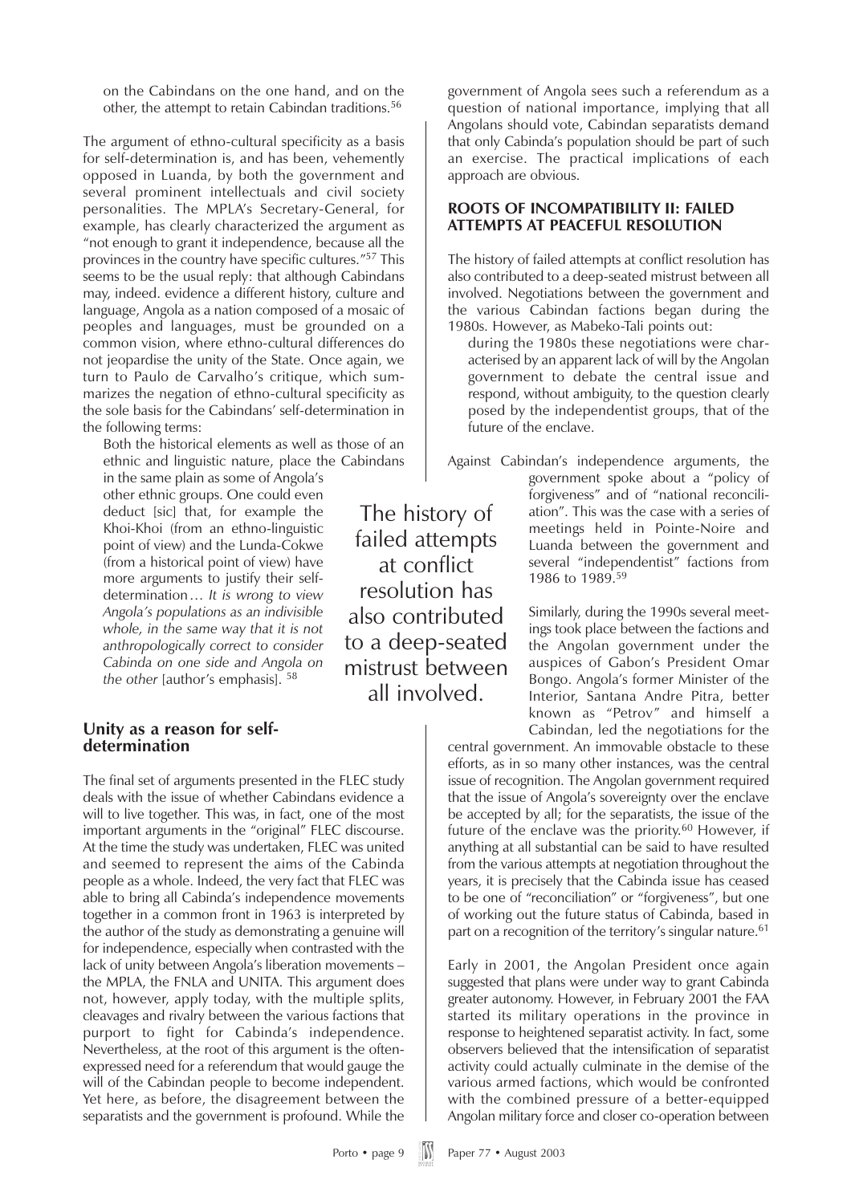on the Cabindans on the one hand, and on the other, the attempt to retain Cabindan traditions.[56]

The argument of ethno-cultural specificity as a basis for self-determination is, and has been, vehemently opposed in Luanda, by both the government and several prominent intellectuals and civil society personalities. The MPLA's Secretary-General, for example, has clearly characterized the argument as "not enough to grant it independence, because all the provinces in the country have specific cultures."[57] This seems to be the usual reply: that although Cabindans may, indeed. evidence a different history, culture and language, Angola as a nation composed of a mosaic of peoples and languages, must be grounded on a common vision, where ethno-cultural differences do not jeopardise the unity of the State. Once again, we turn to Paulo de Carvalho's critique, which summarizes the negation of ethno-cultural specificity as the sole basis for the Cabindans' self-determination in the following terms:

> Both the historical elements as well as those of an ethnic and linguistic nature, place the Cabindans in the same plain as some of Angola's other ethnic groups. One could even deduct [sic] that, for example the Khoi-Khoi (from an ethno-linguistic point of view) and the Lunda-Cokwe (from a historical point of view) have more arguments to justify their self-determination… *It is wrong to view Angola's populations as an indivisible whole, in the same way that it is not anthropologically correct to consider Cabinda on one side and Angola on the other* [author's emphasis]. [58]

### Unity as a reason for self-determination

The final set of arguments presented in the FLEC study deals with the issue of whether Cabindans evidence a will to live together. This was, in fact, one of the most important arguments in the "original" FLEC discourse. At the time the study was undertaken, FLEC was united and seemed to represent the aims of the Cabinda people as a whole. Indeed, the very fact that FLEC was able to bring all Cabinda's independence movements together in a common front in 1963 is interpreted by the author of the study as demonstrating a genuine will for independence, especially when contrasted with the lack of unity between Angola's liberation movements – the MPLA, the FNLA and UNITA. This argument does not, however, apply today, with the multiple splits, cleavages and rivalry between the various factions that purport to fight for Cabinda's independence. Nevertheless, at the root of this argument is the often-expressed need for a referendum that would gauge the will of the Cabindan people to become independent. Yet here, as before, the disagreement between the separatists and the government is profound. While the government of Angola sees such a referendum as a question of national importance, implying that all Angolans should vote, Cabindan separatists demand that only Cabinda's population should be part of such an exercise. The practical implications of each approach are obvious.

## ROOTS OF INCOMPATIBILITY II: FAILED ATTEMPTS AT PEACEFUL RESOLUTION

The history of failed attempts at conflict resolution has also contributed to a deep-seated mistrust between all involved. Negotiations between the government and the various Cabindan factions began during the 1980s. However, as Mabeko-Tali points out:

> during the 1980s these negotiations were characterised by an apparent lack of will by the Angolan government to debate the central issue and respond, without ambiguity, to the question clearly posed by the independentist groups, that of the future of the enclave.

Against Cabindan's independence arguments, the government spoke about a "policy of forgiveness" and of "national reconciliation". This was the case with a series of meetings held in Pointe-Noire and Luanda between the government and several "independentist" factions from 1986 to 1989.[59]

Similarly, during the 1990s several meetings took place between the factions and the Angolan government under the auspices of Gabon's President Omar Bongo. Angola's former Minister of the Interior, Santana Andre Pitra, better known as "Petrov" and himself a Cabindan, led the negotiations for the central government. An immovable obstacle to these efforts, as in so many other instances, was the central issue of recognition. The Angolan government required that the issue of Angola's sovereignty over the enclave be accepted by all; for the separatists, the issue of the future of the enclave was the priority.[60] However, if anything at all substantial can be said to have resulted from the various attempts at negotiation throughout the years, it is precisely that the Cabinda issue has ceased to be one of "reconciliation" or "forgiveness", but one of working out the future status of Cabinda, based in part on a recognition of the territory's singular nature.[61]

Early in 2001, the Angolan President once again suggested that plans were under way to grant Cabinda greater autonomy. However, in February 2001 the FAA started its military operations in the province in response to heightened separatist activity. In fact, some observers believed that the intensification of separatist activity could actually culminate in the demise of the various armed factions, which would be confronted with the combined pressure of a better-equipped Angolan military force and closer co-operation between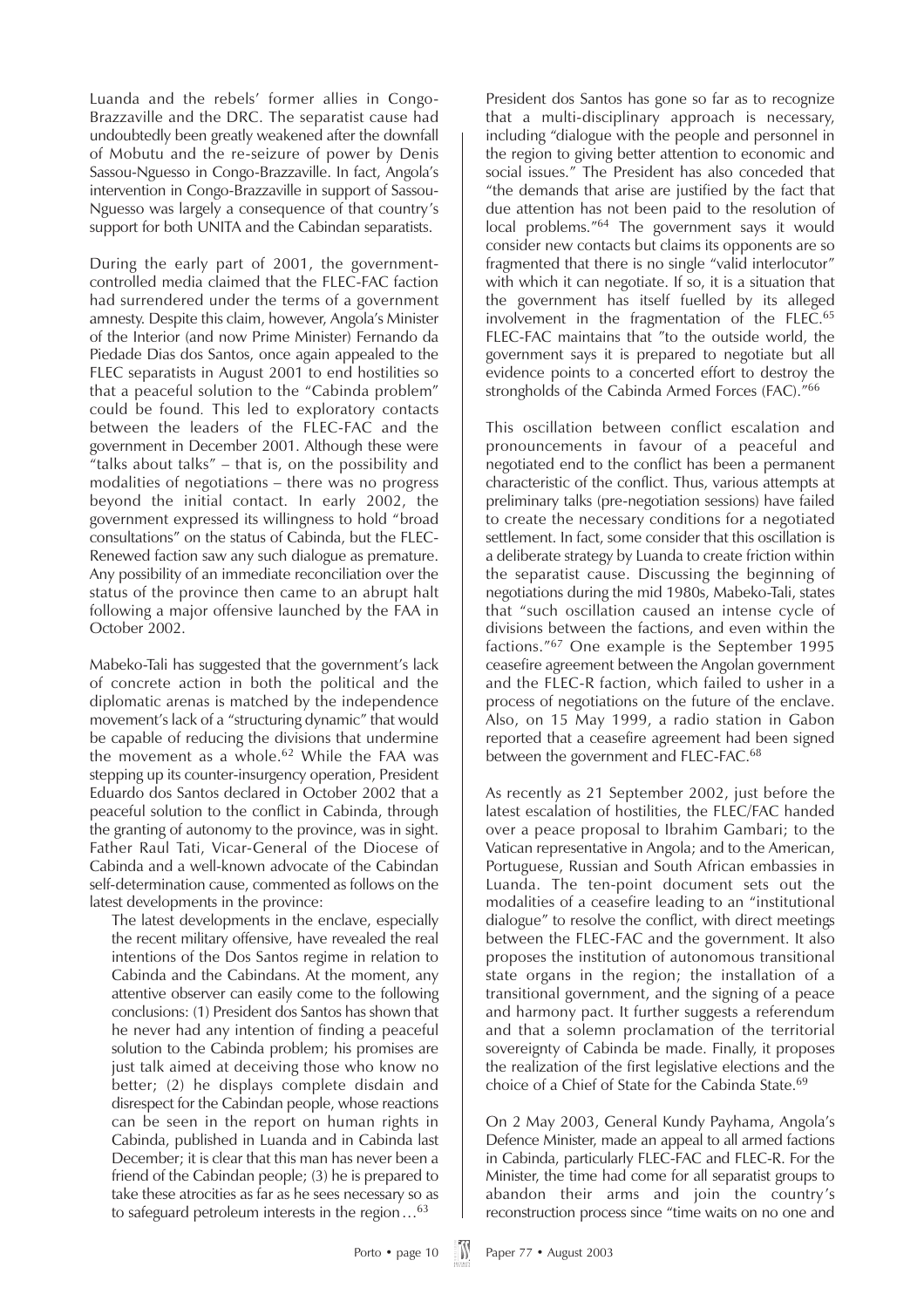Luanda and the rebels' former allies in Congo-Brazzaville and the DRC. The separatist cause had undoubtedly been greatly weakened after the downfall of Mobutu and the re-seizure of power by Denis Sassou-Nguesso in Congo-Brazzaville. In fact, Angola's intervention in Congo-Brazzaville in support of Sassou-Nguesso was largely a consequence of that country's support for both UNITA and the Cabindan separatists.

During the early part of 2001, the government-controlled media claimed that the FLEC-FAC faction had surrendered under the terms of a government amnesty. Despite this claim, however, Angola's Minister of the Interior (and now Prime Minister) Fernando da Piedade Dias dos Santos, once again appealed to the FLEC separatists in August 2001 to end hostilities so that a peaceful solution to the "Cabinda problem" could be found. This led to exploratory contacts between the leaders of the FLEC-FAC and the government in December 2001. Although these were "talks about talks" – that is, on the possibility and modalities of negotiations – there was no progress beyond the initial contact. In early 2002, the government expressed its willingness to hold "broad consultations" on the status of Cabinda, but the FLEC-Renewed faction saw any such dialogue as premature. Any possibility of an immediate reconciliation over the status of the province then came to an abrupt halt following a major offensive launched by the FAA in October 2002.

Mabeko-Tali has suggested that the government's lack of concrete action in both the political and the diplomatic arenas is matched by the independence movement's lack of a "structuring dynamic" that would be capable of reducing the divisions that undermine the movement as a whole.[62] While the FAA was stepping up its counter-insurgency operation, President Eduardo dos Santos declared in October 2002 that a peaceful solution to the conflict in Cabinda, through the granting of autonomy to the province, was in sight. Father Raul Tati, Vicar-General of the Diocese of Cabinda and a well-known advocate of the Cabindan self-determination cause, commented as follows on the latest developments in the province:

> The latest developments in the enclave, especially the recent military offensive, have revealed the real intentions of the Dos Santos regime in relation to Cabinda and the Cabindans. At the moment, any attentive observer can easily come to the following conclusions: (1) President dos Santos has shown that he never had any intention of finding a peaceful solution to the Cabinda problem; his promises are just talk aimed at deceiving those who know no better; (2) he displays complete disdain and disrespect for the Cabindan people, whose reactions can be seen in the report on human rights in Cabinda, published in Luanda and in Cabinda last December; it is clear that this man has never been a friend of the Cabindan people; (3) he is prepared to take these atrocities as far as he sees necessary so as to safeguard petroleum interests in the region…[63]

President dos Santos has gone so far as to recognize that a multi-disciplinary approach is necessary, including "dialogue with the people and personnel in the region to giving better attention to economic and social issues." The President has also conceded that "the demands that arise are justified by the fact that due attention has not been paid to the resolution of local problems."[64] The government says it would consider new contacts but claims its opponents are so fragmented that there is no single "valid interlocutor" with which it can negotiate. If so, it is a situation that the government has itself fuelled by its alleged involvement in the fragmentation of the FLEC.[65] FLEC-FAC maintains that "to the outside world, the government says it is prepared to negotiate but all evidence points to a concerted effort to destroy the strongholds of the Cabinda Armed Forces (FAC)."[66]

This oscillation between conflict escalation and pronouncements in favour of a peaceful and negotiated end to the conflict has been a permanent characteristic of the conflict. Thus, various attempts at preliminary talks (pre-negotiation sessions) have failed to create the necessary conditions for a negotiated settlement. In fact, some consider that this oscillation is a deliberate strategy by Luanda to create friction within the separatist cause. Discussing the beginning of negotiations during the mid 1980s, Mabeko-Tali, states that "such oscillation caused an intense cycle of divisions between the factions, and even within the factions."[67] One example is the September 1995 ceasefire agreement between the Angolan government and the FLEC-R faction, which failed to usher in a process of negotiations on the future of the enclave. Also, on 15 May 1999, a radio station in Gabon reported that a ceasefire agreement had been signed between the government and FLEC-FAC.[68]

As recently as 21 September 2002, just before the latest escalation of hostilities, the FLEC/FAC handed over a peace proposal to Ibrahim Gambari; to the Vatican representative in Angola; and to the American, Portuguese, Russian and South African embassies in Luanda. The ten-point document sets out the modalities of a ceasefire leading to an "institutional dialogue" to resolve the conflict, with direct meetings between the FLEC-FAC and the government. It also proposes the institution of autonomous transitional state organs in the region; the installation of a transitional government, and the signing of a peace and harmony pact. It further suggests a referendum and that a solemn proclamation of the territorial sovereignty of Cabinda be made. Finally, it proposes the realization of the first legislative elections and the choice of a Chief of State for the Cabinda State.[69]

On 2 May 2003, General Kundy Payhama, Angola's Defence Minister, made an appeal to all armed factions in Cabinda, particularly FLEC-FAC and FLEC-R. For the Minister, the time had come for all separatist groups to abandon their arms and join the country's reconstruction process since "time waits on no one and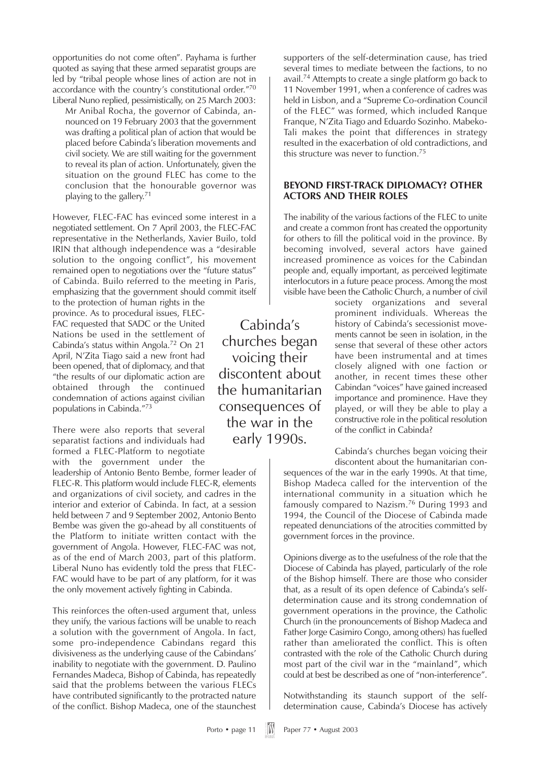opportunities do not come often". Payhama is further quoted as saying that these armed separatist groups are led by "tribal people whose lines of action are not in accordance with the country's constitutional order."[70] Liberal Nuno replied, pessimistically, on 25 March 2003:

> Mr Anibal Rocha, the governor of Cabinda, announced on 19 February 2003 that the government was drafting a political plan of action that would be placed before Cabinda's liberation movements and civil society. We are still waiting for the government to reveal its plan of action. Unfortunately, given the situation on the ground FLEC has come to the conclusion that the honourable governor was playing to the gallery.[71]

However, FLEC-FAC has evinced some interest in a negotiated settlement. On 7 April 2003, the FLEC-FAC representative in the Netherlands, Xavier Builo, told IRIN that although independence was a "desirable solution to the ongoing conflict", his movement remained open to negotiations over the "future status" of Cabinda. Builo referred to the meeting in Paris, emphasizing that the government should commit itself to the protection of human rights in the province. As to procedural issues, FLEC-FAC requested that SADC or the United Nations be used in the settlement of Cabinda's status within Angola.[72] On 21 April, N'Zita Tiago said a new front had been opened, that of diplomacy, and that "the results of our diplomatic action are obtained through the continued condemnation of actions against civilian populations in Cabinda."[73]

There were also reports that several separatist factions and individuals had formed a FLEC-Platform to negotiate with the government under the leadership of Antonio Bento Bembe, former leader of FLEC-R. This platform would include FLEC-R, elements and organizations of civil society, and cadres in the interior and exterior of Cabinda. In fact, at a session held between 7 and 9 September 2002, Antonio Bento Bembe was given the go-ahead by all constituents of the Platform to initiate written contact with the government of Angola. However, FLEC-FAC was not, as of the end of March 2003, part of this platform. Liberal Nuno has evidently told the press that FLEC-FAC would have to be part of any platform, for it was the only movement actively fighting in Cabinda.

This reinforces the often-used argument that, unless they unify, the various factions will be unable to reach a solution with the government of Angola. In fact, some pro-independence Cabindans regard this divisiveness as the underlying cause of the Cabindans' inability to negotiate with the government. D. Paulino Fernandes Madeca, Bishop of Cabinda, has repeatedly said that the problems between the various FLECs have contributed significantly to the protracted nature of the conflict. Bishop Madeca, one of the staunchest supporters of the self-determination cause, has tried several times to mediate between the factions, to no avail.[74] Attempts to create a single platform go back to 11 November 1991, when a conference of cadres was held in Lisbon, and a "Supreme Co-ordination Council of the FLEC" was formed, which included Ranque Franque, N'Zita Tiago and Eduardo Sozinho. Mabeko-Tali makes the point that differences in strategy resulted in the exacerbation of old contradictions, and this structure was never to function.[75]

## BEYOND FIRST-TRACK DIPLOMACY? OTHER ACTORS AND THEIR ROLES

The inability of the various factions of the FLEC to unite and create a common front has created the opportunity for others to fill the political void in the province. By becoming involved, several actors have gained increased prominence as voices for the Cabindan people and, equally important, as perceived legitimate interlocutors in a future peace process. Among the most visible have been the Catholic Church, a number of civil society organizations and several prominent individuals. Whereas the history of Cabinda's secessionist movements cannot be seen in isolation, in the sense that several of these other actors have been instrumental and at times closely aligned with one faction or another, in recent times these other Cabindan "voices" have gained increased importance and prominence. Have they played, or will they be able to play a constructive role in the political resolution of the conflict in Cabinda?

> Cabinda's churches began voicing their discontent about the humanitarian consequences of the war in the early 1990s.

Cabinda's churches began voicing their discontent about the humanitarian consequences of the war in the early 1990s. At that time, Bishop Madeca called for the intervention of the international community in a situation which he famously compared to Nazism.[76] During 1993 and 1994, the Council of the Diocese of Cabinda made repeated denunciations of the atrocities committed by government forces in the province.

Opinions diverge as to the usefulness of the role that the Diocese of Cabinda has played, particularly of the role of the Bishop himself. There are those who consider that, as a result of its open defence of Cabinda's self-determination cause and its strong condemnation of government operations in the province, the Catholic Church (in the pronouncements of Bishop Madeca and Father Jorge Casimiro Congo, among others) has fuelled rather than ameliorated the conflict. This is often contrasted with the role of the Catholic Church during most part of the civil war in the "mainland", which could at best be described as one of "non-interference".

Notwithstanding its staunch support of the self-determination cause, Cabinda's Diocese has actively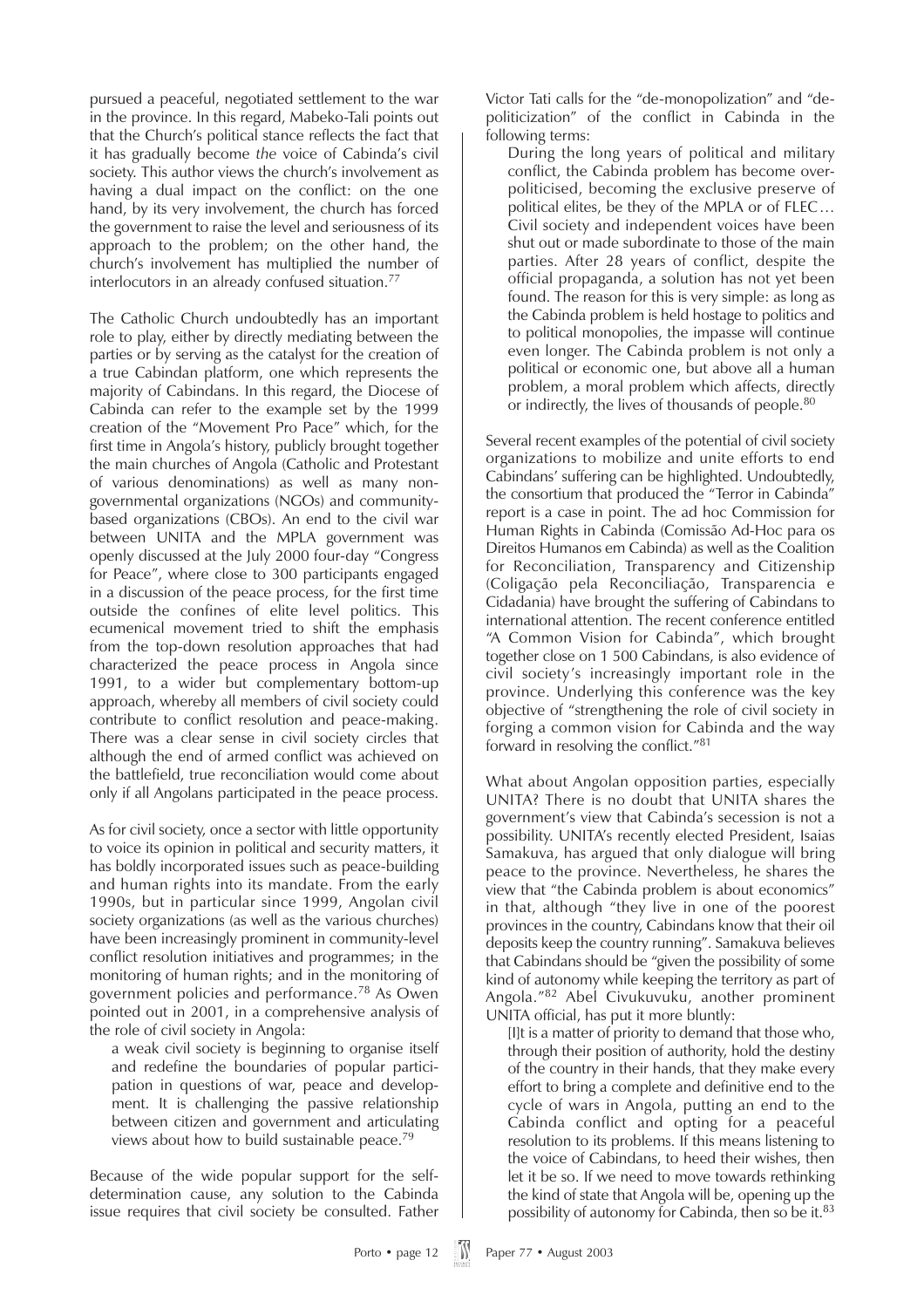pursued a peaceful, negotiated settlement to the war in the province. In this regard, Mabeko-Tali points out that the Church's political stance reflects the fact that it has gradually become *the* voice of Cabinda's civil society. This author views the church's involvement as having a dual impact on the conflict: on the one hand, by its very involvement, the church has forced the government to raise the level and seriousness of its approach to the problem; on the other hand, the church's involvement has multiplied the number of interlocutors in an already confused situation.[77]

The Catholic Church undoubtedly has an important role to play, either by directly mediating between the parties or by serving as the catalyst for the creation of a true Cabindan platform, one which represents the majority of Cabindans. In this regard, the Diocese of Cabinda can refer to the example set by the 1999 creation of the "Movement Pro Pace" which, for the first time in Angola's history, publicly brought together the main churches of Angola (Catholic and Protestant of various denominations) as well as many non-governmental organizations (NGOs) and community-based organizations (CBOs). An end to the civil war between UNITA and the MPLA government was openly discussed at the July 2000 four-day "Congress for Peace", where close to 300 participants engaged in a discussion of the peace process, for the first time outside the confines of elite level politics. This ecumenical movement tried to shift the emphasis from the top-down resolution approaches that had characterized the peace process in Angola since 1991, to a wider but complementary bottom-up approach, whereby all members of civil society could contribute to conflict resolution and peace-making. There was a clear sense in civil society circles that although the end of armed conflict was achieved on the battlefield, true reconciliation would come about only if all Angolans participated in the peace process.

As for civil society, once a sector with little opportunity to voice its opinion in political and security matters, it has boldly incorporated issues such as peace-building and human rights into its mandate. From the early 1990s, but in particular since 1999, Angolan civil society organizations (as well as the various churches) have been increasingly prominent in community-level conflict resolution initiatives and programmes; in the monitoring of human rights; and in the monitoring of government policies and performance.[78] As Owen pointed out in 2001, in a comprehensive analysis of the role of civil society in Angola:

> a weak civil society is beginning to organise itself and redefine the boundaries of popular participation in questions of war, peace and development. It is challenging the passive relationship between citizen and government and articulating views about how to build sustainable peace.[79]

Because of the wide popular support for the self-determination cause, any solution to the Cabinda issue requires that civil society be consulted. Father Victor Tati calls for the "de-monopolization" and "de-politicization" of the conflict in Cabinda in the following terms:

> During the long years of political and military conflict, the Cabinda problem has become over-politicised, becoming the exclusive preserve of political elites, be they of the MPLA or of FLEC… Civil society and independent voices have been shut out or made subordinate to those of the main parties. After 28 years of conflict, despite the official propaganda, a solution has not yet been found. The reason for this is very simple: as long as the Cabinda problem is held hostage to politics and to political monopolies, the impasse will continue even longer. The Cabinda problem is not only a political or economic one, but above all a human problem, a moral problem which affects, directly or indirectly, the lives of thousands of people.[80]

Several recent examples of the potential of civil society organizations to mobilize and unite efforts to end Cabindans' suffering can be highlighted. Undoubtedly, the consortium that produced the "Terror in Cabinda" report is a case in point. The ad hoc Commission for Human Rights in Cabinda (Comissão Ad-Hoc para os Direitos Humanos em Cabinda) as well as the Coalition for Reconciliation, Transparency and Citizenship (Coligação pela Reconciliação, Transparencia e Cidadania) have brought the suffering of Cabindans to international attention. The recent conference entitled "A Common Vision for Cabinda", which brought together close on 1 500 Cabindans, is also evidence of civil society's increasingly important role in the province. Underlying this conference was the key objective of "strengthening the role of civil society in forging a common vision for Cabinda and the way forward in resolving the conflict."[81]

What about Angolan opposition parties, especially UNITA? There is no doubt that UNITA shares the government's view that Cabinda's secession is not a possibility. UNITA's recently elected President, Isaias Samakuva, has argued that only dialogue will bring peace to the province. Nevertheless, he shares the view that "the Cabinda problem is about economics" in that, although "they live in one of the poorest provinces in the country, Cabindans know that their oil deposits keep the country running". Samakuva believes that Cabindans should be "given the possibility of some kind of autonomy while keeping the territory as part of Angola."[82] Abel Civukuvuku, another prominent UNITA official, has put it more bluntly:

> [I]t is a matter of priority to demand that those who, through their position of authority, hold the destiny of the country in their hands, that they make every effort to bring a complete and definitive end to the cycle of wars in Angola, putting an end to the Cabinda conflict and opting for a peaceful resolution to its problems. If this means listening to the voice of Cabindans, to heed their wishes, then let it be so. If we need to move towards rethinking the kind of state that Angola will be, opening up the possibility of autonomy for Cabinda, then so be it.[83]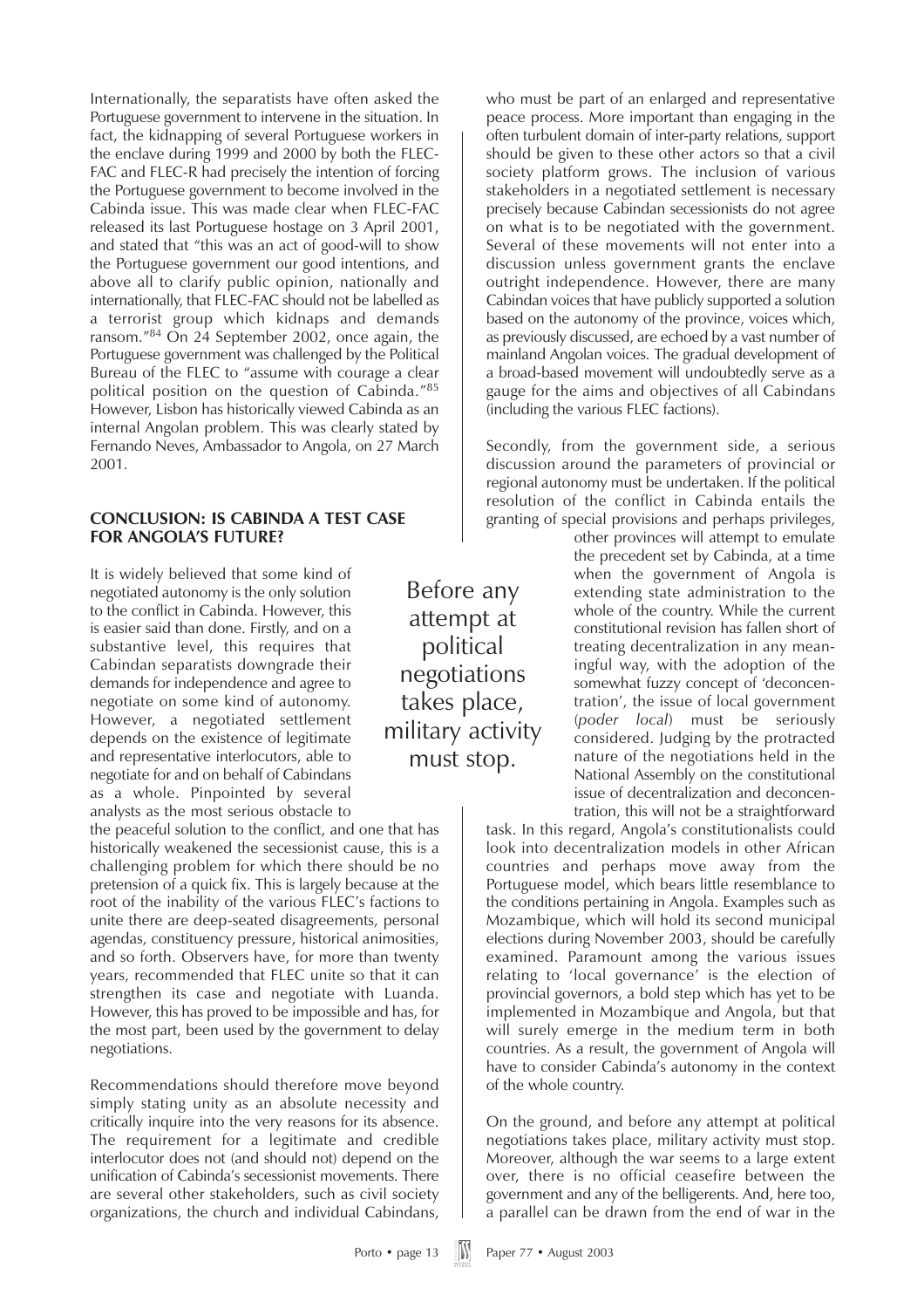Internationally, the separatists have often asked the Portuguese government to intervene in the situation. In fact, the kidnapping of several Portuguese workers in the enclave during 1999 and 2000 by both the FLEC-FAC and FLEC-R had precisely the intention of forcing the Portuguese government to become involved in the Cabinda issue. This was made clear when FLEC-FAC released its last Portuguese hostage on 3 April 2001, and stated that "this was an act of good-will to show the Portuguese government our good intentions, and above all to clarify public opinion, nationally and internationally, that FLEC-FAC should not be labelled as a terrorist group which kidnaps and demands ransom."[84] On 24 September 2002, once again, the Portuguese government was challenged by the Political Bureau of the FLEC to "assume with courage a clear political position on the question of Cabinda."[85] However, Lisbon has historically viewed Cabinda as an internal Angolan problem. This was clearly stated by Fernando Neves, Ambassador to Angola, on 27 March 2001.

## CONCLUSION: IS CABINDA A TEST CASE FOR ANGOLA'S FUTURE?

It is widely believed that some kind of negotiated autonomy is the only solution to the conflict in Cabinda. However, this is easier said than done. Firstly, and on a substantive level, this requires that Cabindan separatists downgrade their demands for independence and agree to negotiate on some kind of autonomy. However, a negotiated settlement depends on the existence of legitimate and representative interlocutors, able to negotiate for and on behalf of Cabindans as a whole. Pinpointed by several analysts as the most serious obstacle to the peaceful solution to the conflict, and one that has historically weakened the secessionist cause, this is a challenging problem for which there should be no pretension of a quick fix. This is largely because at the root of the inability of the various FLEC's factions to unite there are deep-seated disagreements, personal agendas, constituency pressure, historical animosities, and so forth. Observers have, for more than twenty years, recommended that FLEC unite so that it can strengthen its case and negotiate with Luanda. However, this has proved to be impossible and has, for the most part, been used by the government to delay negotiations.

Recommendations should therefore move beyond simply stating unity as an absolute necessity and critically inquire into the very reasons for its absence. The requirement for a legitimate and credible interlocutor does not (and should not) depend on the unification of Cabinda's secessionist movements. There are several other stakeholders, such as civil society organizations, the church and individual Cabindans, who must be part of an enlarged and representative peace process. More important than engaging in the often turbulent domain of inter-party relations, support should be given to these other actors so that a civil society platform grows. The inclusion of various stakeholders in a negotiated settlement is necessary precisely because Cabindan secessionists do not agree on what is to be negotiated with the government. Several of these movements will not enter into a discussion unless government grants the enclave outright independence. However, there are many Cabindan voices that have publicly supported a solution based on the autonomy of the province, voices which, as previously discussed, are echoed by a vast number of mainland Angolan voices. The gradual development of a broad-based movement will undoubtedly serve as a gauge for the aims and objectives of all Cabindans (including the various FLEC factions).

Secondly, from the government side, a serious discussion around the parameters of provincial or regional autonomy must be undertaken. If the political resolution of the conflict in Cabinda entails the granting of special provisions and perhaps privileges, other provinces will attempt to emulate the precedent set by Cabinda, at a time when the government of Angola is extending state administration to the whole of the country. While the current constitutional revision has fallen short of treating decentralization in any meaningful way, with the adoption of the somewhat fuzzy concept of 'deconcentration', the issue of local government (*poder local*) must be seriously considered. Judging by the protracted nature of the negotiations held in the National Assembly on the constitutional issue of decentralization and deconcentration, this will not be a straightforward task. In this regard, Angola's constitutionalists could look into decentralization models in other African countries and perhaps move away from the Portuguese model, which bears little resemblance to the conditions pertaining in Angola. Examples such as Mozambique, which will hold its second municipal elections during November 2003, should be carefully examined. Paramount among the various issues relating to 'local governance' is the election of provincial governors, a bold step which has yet to be implemented in Mozambique and Angola, but that will surely emerge in the medium term in both countries. As a result, the government of Angola will have to consider Cabinda's autonomy in the context of the whole country.

> Before any attempt at political negotiations takes place, military activity must stop.

On the ground, and before any attempt at political negotiations takes place, military activity must stop. Moreover, although the war seems to a large extent over, there is no official ceasefire between the government and any of the belligerents. And, here too, a parallel can be drawn from the end of war in the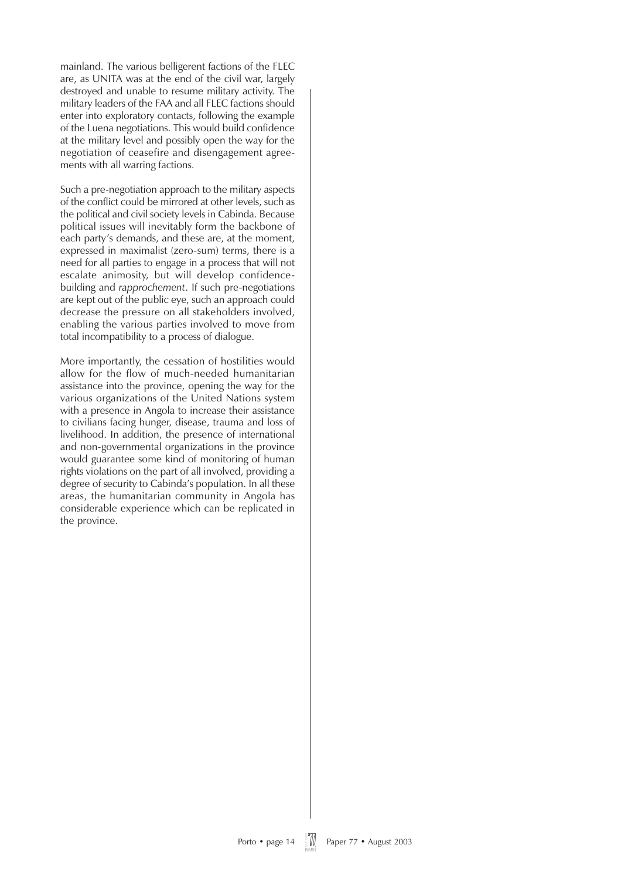mainland. The various belligerent factions of the FLEC are, as UNITA was at the end of the civil war, largely destroyed and unable to resume military activity. The military leaders of the FAA and all FLEC factions should enter into exploratory contacts, following the example of the Luena negotiations. This would build confidence at the military level and possibly open the way for the negotiation of ceasefire and disengagement agreements with all warring factions.

Such a pre-negotiation approach to the military aspects of the conflict could be mirrored at other levels, such as the political and civil society levels in Cabinda. Because political issues will inevitably form the backbone of each party's demands, and these are, at the moment, expressed in maximalist (zero-sum) terms, there is a need for all parties to engage in a process that will not escalate animosity, but will develop confidence-building and *rapprochement*. If such pre-negotiations are kept out of the public eye, such an approach could decrease the pressure on all stakeholders involved, enabling the various parties involved to move from total incompatibility to a process of dialogue.

More importantly, the cessation of hostilities would allow for the flow of much-needed humanitarian assistance into the province, opening the way for the various organizations of the United Nations system with a presence in Angola to increase their assistance to civilians facing hunger, disease, trauma and loss of livelihood. In addition, the presence of international and non-governmental organizations in the province would guarantee some kind of monitoring of human rights violations on the part of all involved, providing a degree of security to Cabinda's population. In all these areas, the humanitarian community in Angola has considerable experience which can be replicated in the province.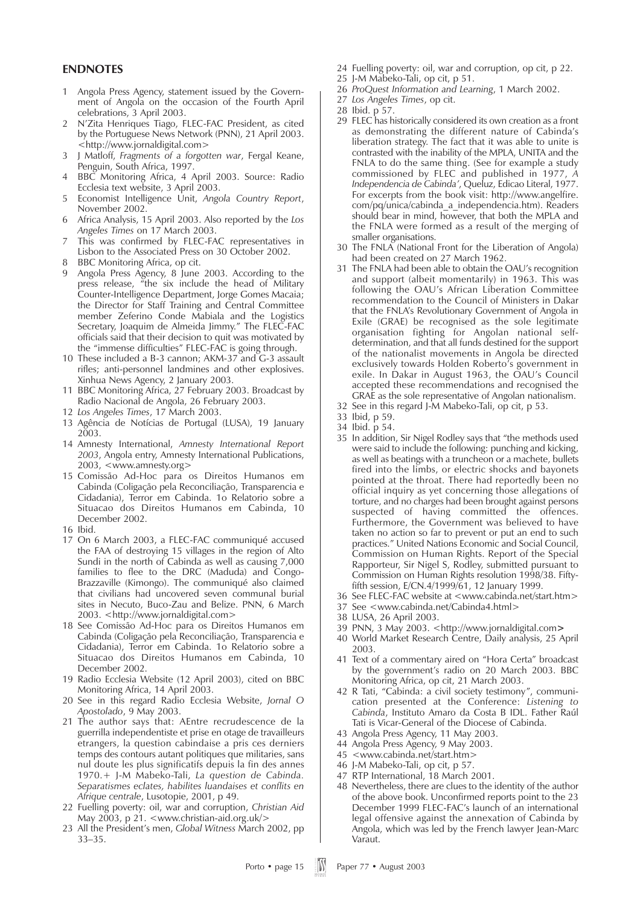## ENDNOTES

1. Angola Press Agency, statement issued by the Government of Angola on the occasion of the Fourth April celebrations, 3 April 2003.
2. N'Zita Henriques Tiago, FLEC-FAC President, as cited by the Portuguese News Network (PNN), 21 April 2003. <http://www.jornaldigital.com>
3. J Matloff, *Fragments of a forgotten war*, Fergal Keane, Penguin, South Africa, 1997.
4. BBC Monitoring Africa, 4 April 2003. Source: Radio Ecclesia text website, 3 April 2003.
5. Economist Intelligence Unit, *Angola Country Report*, November 2002.
6. Africa Analysis, 15 April 2003. Also reported by the *Los Angeles Times* on 17 March 2003.
7. This was confirmed by FLEC-FAC representatives in Lisbon to the Associated Press on 30 October 2002.
8. BBC Monitoring Africa, op cit.
9. Angola Press Agency, 8 June 2003. According to the press release, "the six include the head of Military Counter-Intelligence Department, Jorge Gomes Macaia; the Director for Staff Training and Central Committee member Zeferino Conde Mabiala and the Logistics Secretary, Joaquim de Almeida Jimmy." The FLEC-FAC officials said that their decision to quit was motivated by the "immense difficulties" FLEC-FAC is going through.
10. These included a B-3 cannon; AKM-37 and G-3 assault rifles; anti-personnel landmines and other explosives. Xinhua News Agency, 2 January 2003.
11. BBC Monitoring Africa, 27 February 2003. Broadcast by Radio Nacional de Angola, 26 February 2003.
12. *Los Angeles Times*, 17 March 2003.
13. Agência de Notícias de Portugal (LUSA), 19 January 2003.
14. Amnesty International, *Amnesty International Report 2003*, Angola entry, Amnesty International Publications, 2003, <www.amnesty.org>
15. Comissão Ad-Hoc para os Direitos Humanos em Cabinda (Coligação pela Reconciliação, Transparencia e Cidadania), Terror em Cabinda. 1o Relatorio sobre a Situacao dos Direitos Humanos em Cabinda, 10 December 2002.
16. Ibid.
17. On 6 March 2003, a FLEC-FAC communiqué accused the FAA of destroying 15 villages in the region of Alto Sundi in the north of Cabinda as well as causing 7,000 families to flee to the DRC (Maduda) and Congo-Brazzaville (Kimongo). The communiqué also claimed that civilians had uncovered seven communal burial sites in Necuto, Buco-Zau and Belize. PNN, 6 March 2003. <http://www.jornaldigital.com>
18. See Comissão Ad-Hoc para os Direitos Humanos em Cabinda (Coligação pela Reconciliação, Transparencia e Cidadania), Terror em Cabinda. 1o Relatorio sobre a Situacao dos Direitos Humanos em Cabinda, 10 December 2002.
19. Radio Ecclesia Website (12 April 2003), cited on BBC Monitoring Africa, 14 April 2003.
20. See in this regard Radio Ecclesia Website, *Jornal O Apostolado*, 9 May 2003.
21. The author says that: AEntre recrudescence de la guerrilla independentiste et prise en otage de travailleurs etrangers, la question cabindaise a pris ces derniers temps des contours autant politiques que militaries, sans nul doute les plus significatifs depuis la fin des annes 1970.+ J-M Mabeko-Tali, *La question de Cabinda. Separatismes eclates, habilites luandaises et conflits en Afrique centrale*, Lusotopie, 2001, p 49.
22. Fuelling poverty: oil, war and corruption, *Christian Aid* May 2003, p 21. <www.christian-aid.org.uk/>
23. All the President's men, *Global Witness* March 2002, pp 33–35.
24. Fuelling poverty: oil, war and corruption, op cit, p 22.
25. J-M Mabeko-Tali, op cit, p 51.
26. *ProQuest Information and Learning*, 1 March 2002.
27. *Los Angeles Times*, op cit.
28. Ibid. p 57.
29. FLEC has historically considered its own creation as a front as demonstrating the different nature of Cabinda's liberation strategy. The fact that it was able to unite is contrasted with the inability of the MPLA, UNITA and the FNLA to do the same thing. (See for example a study commissioned by FLEC and published in 1977, *A Independencia de Cabinda'*, Queluz, Edicao Literal, 1977. For excerpts from the book visit: http://www.angelfire.com/pq/unica/cabinda_a_independencia.htm). Readers should bear in mind, however, that both the MPLA and the FNLA were formed as a result of the merging of smaller organisations.
30. The FNLA (National Front for the Liberation of Angola) had been created on 27 March 1962.
31. The FNLA had been able to obtain the OAU's recognition and support (albeit momentarily) in 1963. This was following the OAU's African Liberation Committee recommendation to the Council of Ministers in Dakar that the FNLA's Revolutionary Government of Angola in Exile (GRAE) be recognised as the sole legitimate organisation fighting for Angolan national self-determination, and that all funds destined for the support of the nationalist movements in Angola be directed exclusively towards Holden Roberto's government in exile. In Dakar in August 1963, the OAU's Council accepted these recommendations and recognised the GRAE as the sole representative of Angolan nationalism.
32. See in this regard J-M Mabeko-Tali, op cit, p 53.
33. Ibid, p 59.
34. Ibid. p 54.
35. In addition, Sir Nigel Rodley says that "the methods used were said to include the following: punching and kicking, as well as beatings with a truncheon or a machete, bullets fired into the limbs, or electric shocks and bayonets pointed at the throat. There had reportedly been no official inquiry as yet concerning those allegations of torture, and no charges had been brought against persons suspected of having committed the offences. Furthermore, the Government was believed to have taken no action so far to prevent or put an end to such practices." United Nations Economic and Social Council, Commission on Human Rights. Report of the Special Rapporteur, Sir Nigel S, Rodley, submitted pursuant to Commission on Human Rights resolution 1998/38. Fifty-fifth session, E/CN.4/1999/61, 12 January 1999.
36. See FLEC-FAC website at <www.cabinda.net/start.htm>
37. See <www.cabinda.net/Cabinda4.html>
38. LUSA, 26 April 2003.
39. PNN, 3 May 2003. <http://www.jornaldigital.com>
40. World Market Research Centre, Daily analysis, 25 April 2003.
41. Text of a commentary aired on "Hora Certa" broadcast by the government's radio on 20 March 2003. BBC Monitoring Africa, op cit, 21 March 2003.
42. R Tati, "Cabinda: a civil society testimony", communication presented at the Conference: *Listening to Cabinda*, Instituto Amaro da Costa B IDL. Father Raúl Tati is Vicar-General of the Diocese of Cabinda.
43. Angola Press Agency, 11 May 2003.
44. Angola Press Agency, 9 May 2003.
45. <www.cabinda.net/start.htm>
46. J-M Mabeko-Tali, op cit, p 57.
47. RTP International, 18 March 2001.
48. Nevertheless, there are clues to the identity of the author of the above book. Unconfirmed reports point to the 23 December 1999 FLEC-FAC's launch of an international legal offensive against the annexation of Cabinda by Angola, which was led by the French lawyer Jean-Marc Varaut.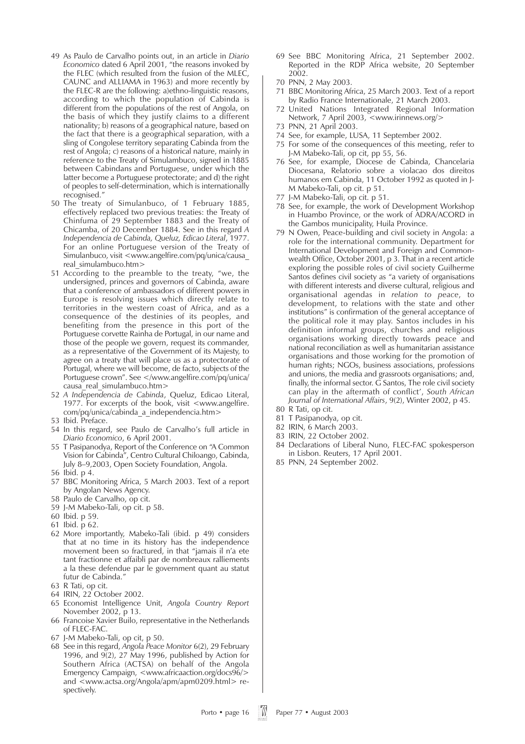49 As Paulo de Carvalho points out, in an article in *Diario Economico* dated 6 April 2001, "the reasons invoked by the FLEC (which resulted from the fusion of the MLEC, CAUNC and ALLIAMA in 1963) and more recently by the FLEC-R are the following: a)ethno-linguistic reasons, according to which the population of Cabinda is different from the populations of the rest of Angola, on the basis of which they justify claims to a different nationality; b) reasons of a geographical nature, based on the fact that there is a geographical separation, with a sling of Congolese territory separating Cabinda from the rest of Angola; c) reasons of a historical nature, mainly in reference to the Treaty of Simulambuco, signed in 1885 between Cabindans and Portuguese, under which the latter become a Portuguese protectorate; and d) the right of peoples to self-determination, which is internationally recognised."

50 The treaty of Simulanbuco, of 1 February 1885, effectively replaced two previous treaties: the Treaty of Chinfuma of 29 September 1883 and the Treaty of Chicamba, of 20 December 1884. See in this regard *A Independencia de Cabinda, Queluz, Edicao Literal*, 1977. For an online Portuguese version of the Treaty of Simulanbuco, visit <www.angelfire.com/pq/unica/causa_real_simulambuco.htm>

51 According to the preamble to the treaty, "we, the undersigned, princes and governors of Cabinda, aware that a conference of ambassadors of different powers in Europe is resolving issues which directly relate to territories in the western coast of Africa, and as a consequence of the destinies of its peoples, and benefiting from the presence in this port of the Portuguese corvette Rainha de Portugal, in our name and those of the people we govern, request its commander, as a representative of the Government of its Majesty, to agree on a treaty that will place us as a protectorate of Portugal, where we will become, de facto, subjects of the Portuguese crown". See </www.angelfire.com/pq/unica/causa_real_simulambuco.htm>

52 *A Independencia de Cabinda*, Queluz, Edicao Literal, 1977. For excerpts of the book, visit <www.angelfire.com/pq/unica/cabinda_a_independencia.htm>

53 Ibid. Preface.

54 In this regard, see Paulo de Carvalho's full article in *Diario Economico*, 6 April 2001.

55 T Pasipanodya, Report of the Conference on "A Common Vision for Cabinda", Centro Cultural Chiloango, Cabinda, July 8–9,2003, Open Society Foundation, Angola.

56 Ibid. p 4.

57 BBC Monitoring Africa, 5 March 2003. Text of a report by Angolan News Agency.

58 Paulo de Carvalho, op cit.

59 J-M Mabeko-Tali, op cit. p 58.

60 Ibid. p 59.

61 Ibid. p 62.

62 More importantly, Mabeko-Tali (ibid. p 49) considers that at no time in its history has the independence movement been so fractured, in that "jamais il n'a ete tant fractionne et affaibli par de nombreaux ralliements a la these defendue par le government quant au statut futur de Cabinda."

63 R Tati, op cit.

64 IRIN, 22 October 2002.

65 Economist Intelligence Unit, *Angola Country Report* November 2002, p 13.

66 Francoise Xavier Builo, representative in the Netherlands of FLEC-FAC.

67 J-M Mabeko-Tali, op cit, p 50.

68 See in this regard, *Angola Peace Monitor* 6(2), 29 February 1996, and 9(2), 27 May 1996, published by Action for Southern Africa (ACTSA) on behalf of the Angola Emergency Campaign, <www.africaaction.org/docs96/> and <www.actsa.org/Angola/apm/apm0209.html> respectively.

69 See BBC Monitoring Africa, 21 September 2002. Reported in the RDP Africa website, 20 September 2002.

70 PNN, 2 May 2003.

71 BBC Monitoring Africa, 25 March 2003. Text of a report by Radio France Internationale, 21 March 2003.

72 United Nations Integrated Regional Information Network, 7 April 2003, <www.irinnews.org/>

73 PNN, 21 April 2003.

74 See, for example, LUSA, 11 September 2002.

75 For some of the consequences of this meeting, refer to J-M Mabeko-Tali, op cit, pp 55, 56.

76 See, for example, Diocese de Cabinda, Chancelaria Diocesana, Relatorio sobre a violacao dos direitos humanos em Cabinda, 11 October 1992 as quoted in J-M Mabeko-Tali, op cit. p 51.

77 J-M Mabeko-Tali, op cit. p 51.

78 See, for example, the work of Development Workshop in Huambo Province, or the work of ADRA/ACORD in the Gambos municipality, Huila Province.

79 N Owen, Peace-building and civil society in Angola: a role for the international community. Department for International Development and Foreign and Commonwealth Office, October 2001, p 3. That in a recent article exploring the possible roles of civil society Guilherme Santos defines civil society as "a variety of organisations with different interests and diverse cultural, religious and organisational agendas in *relation to peace*, to development, to relations with the state and other institutions" is confirmation of the general acceptance of the political role it may play. Santos includes in his definition informal groups, churches and religious organisations working directly towards peace and national reconciliation as well as humanitarian assistance organisations and those working for the promotion of human rights; NGOs, business associations, professions and unions, the media and grassroots organisations; and, finally, the informal sector. G Santos, The role civil society can play in the aftermath of conflict', *South African Journal of International Affairs*, 9(2), Winter 2002, p 45.

80 R Tati, op cit.

81 T Pasipanodya, op cit.

82 IRIN, 6 March 2003.

83 IRIN, 22 October 2002.

84 Declarations of Liberal Nuno, FLEC-FAC spokesperson in Lisbon. Reuters, 17 April 2001.

85 PNN, 24 September 2002.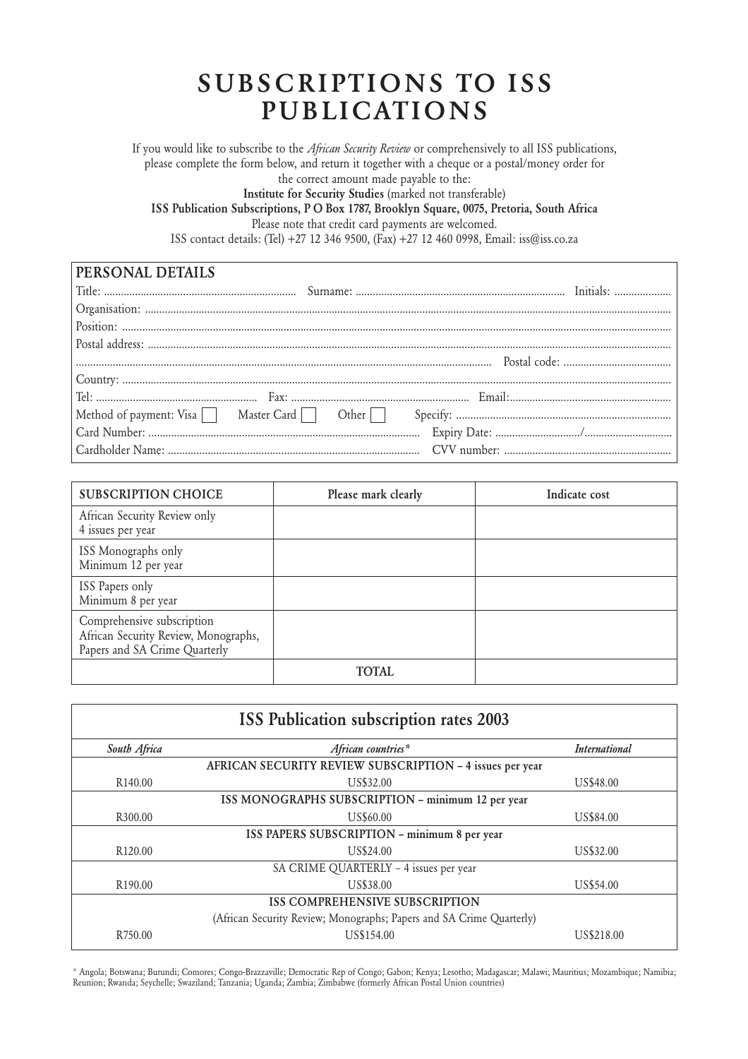# SUBSCRIPTIONS TO ISS PUBLICATIONS

If you would like to subscribe to the *African Security Review* or comprehensively to all ISS publications, please complete the form below, and return it together with a cheque or a postal/money order for the correct amount made payable to the:

**Institute for Security Studies** (marked not transferable)

**ISS Publication Subscriptions, P O Box 1787, Brooklyn Square, 0075, Pretoria, South Africa**

Please note that credit card payments are welcomed.

ISS contact details: (Tel) +27 12 346 9500, (Fax) +27 12 460 0998, Email: iss@iss.co.za

## PERSONAL DETAILS

Title: .................... Surname: .................... Initials: ....................

Organisation: ....................

Position: ....................

Postal address: ....................

.................... Postal code: ....................

Country: ....................

Tel: .................... Fax: .................... Email: ....................

Method of payment: Visa ☐ Master Card ☐ Other ☐ Specify: ....................

Card Number: .................... Expiry Date: ........../..........

Cardholder Name: .................... CVV number: ....................

| SUBSCRIPTION CHOICE | Please mark clearly | Indicate cost |
|---|---|---|
| African Security Review only<br>4 issues per year | | |
| ISS Monographs only<br>Minimum 12 per year | | |
| ISS Papers only<br>Minimum 8 per year | | |
| Comprehensive subscription<br>African Security Review, Monographs, Papers and SA Crime Quarterly | | |
| | **TOTAL** | |

## ISS Publication subscription rates 2003

| *South Africa* | *African countries\** | *International* |
|---|---|---|
| | **AFRICAN SECURITY REVIEW SUBSCRIPTION – 4 issues per year** | |
| R140.00 | US$32.00 | US$48.00 |
| | **ISS MONOGRAPHS SUBSCRIPTION – minimum 12 per year** | |
| R300.00 | US$60.00 | US$84.00 |
| | **ISS PAPERS SUBSCRIPTION – minimum 8 per year** | |
| R120.00 | US$24.00 | US$32.00 |
| | SA CRIME QUARTERLY – 4 issues per year | |
| R190.00 | US$38.00 | US$54.00 |
| | **ISS COMPREHENSIVE SUBSCRIPTION**<br>(African Security Review; Monographs; Papers and SA Crime Quarterly) | |
| R750.00 | US$154.00 | US$218.00 |

\* Angola; Botswana; Burundi; Comores; Congo-Brazzaville; Democratic Rep of Congo; Gabon; Kenya; Lesotho; Madagascar; Malawi; Mauritius; Mozambique; Namibia; Reunion; Rwanda; Seychelle; Swaziland; Tanzania; Uganda; Zambia; Zimbabwe (formerly African Postal Union countries)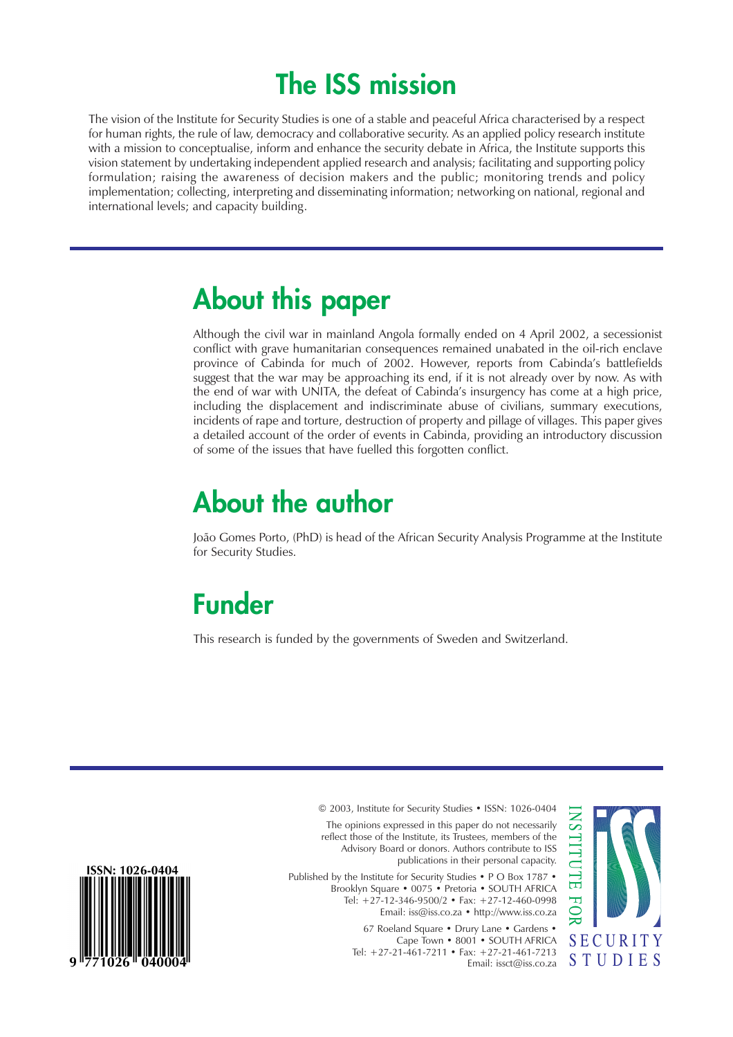# The ISS mission

The vision of the Institute for Security Studies is one of a stable and peaceful Africa characterised by a respect for human rights, the rule of law, democracy and collaborative security. As an applied policy research institute with a mission to conceptualise, inform and enhance the security debate in Africa, the Institute supports this vision statement by undertaking independent applied research and analysis; facilitating and supporting policy formulation; raising the awareness of decision makers and the public; monitoring trends and policy implementation; collecting, interpreting and disseminating information; networking on national, regional and international levels; and capacity building.

## About this paper

Although the civil war in mainland Angola formally ended on 4 April 2002, a secessionist conflict with grave humanitarian consequences remained unabated in the oil-rich enclave province of Cabinda for much of 2002. However, reports from Cabinda's battlefields suggest that the war may be approaching its end, if it is not already over by now. As with the end of war with UNITA, the defeat of Cabinda's insurgency has come at a high price, including the displacement and indiscriminate abuse of civilians, summary executions, incidents of rape and torture, destruction of property and pillage of villages. This paper gives a detailed account of the order of events in Cabinda, providing an introductory discussion of some of the issues that have fuelled this forgotten conflict.

## About the author

João Gomes Porto, (PhD) is head of the African Security Analysis Programme at the Institute for Security Studies.

## Funder

This research is funded by the governments of Sweden and Switzerland.

© 2003, Institute for Security Studies • ISSN: 1026-0404

The opinions expressed in this paper do not necessarily reflect those of the Institute, its Trustees, members of the Advisory Board or donors. Authors contribute to ISS publications in their personal capacity.

Published by the Institute for Security Studies • P O Box 1787 • Brooklyn Square • 0075 • Pretoria • SOUTH AFRICA
Tel: +27-12-346-9500/2 • Fax: +27-12-460-0998
Email: iss@iss.co.za • http://www.iss.co.za

67 Roeland Square • Drury Lane • Gardens • Cape Town • 8001 • SOUTH AFRICA
Tel: +27-21-461-7211 • Fax: +27-21-461-7213
Email: issct@iss.co.za

INSTITUTE FOR SECURITY STUDIES

ISSN: 1026-0404

9 771026 040004